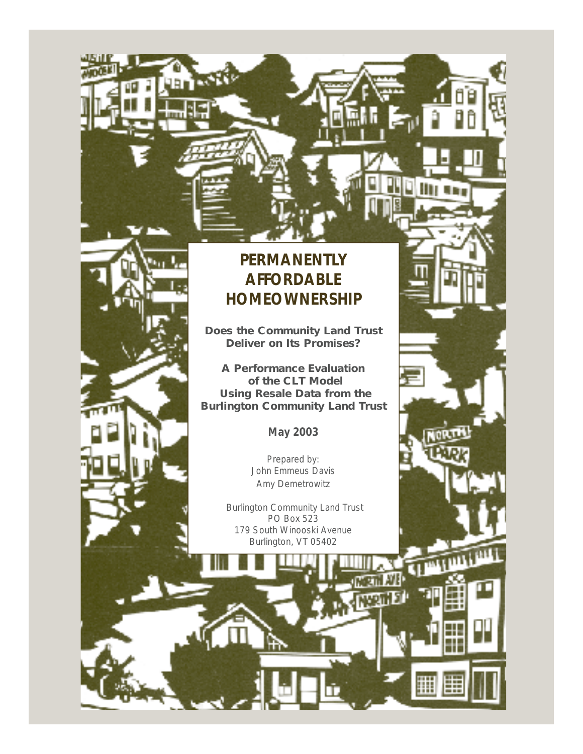# PERMANENTLY AFFORDABLE HOMEOWNERSHIP

**Does the Community Land Trust Deliver on Its Promises?**

**A Performance Evaluation of the CLT Model Using Resale Data from the Burlington Community Land Trust**

**May 2003**

Prepared by:
John Emmeus Davis
Amy Demetrowitz

Burlington Community Land Trust
PO Box 523
179 South Winooski Avenue
Burlington, VT 05402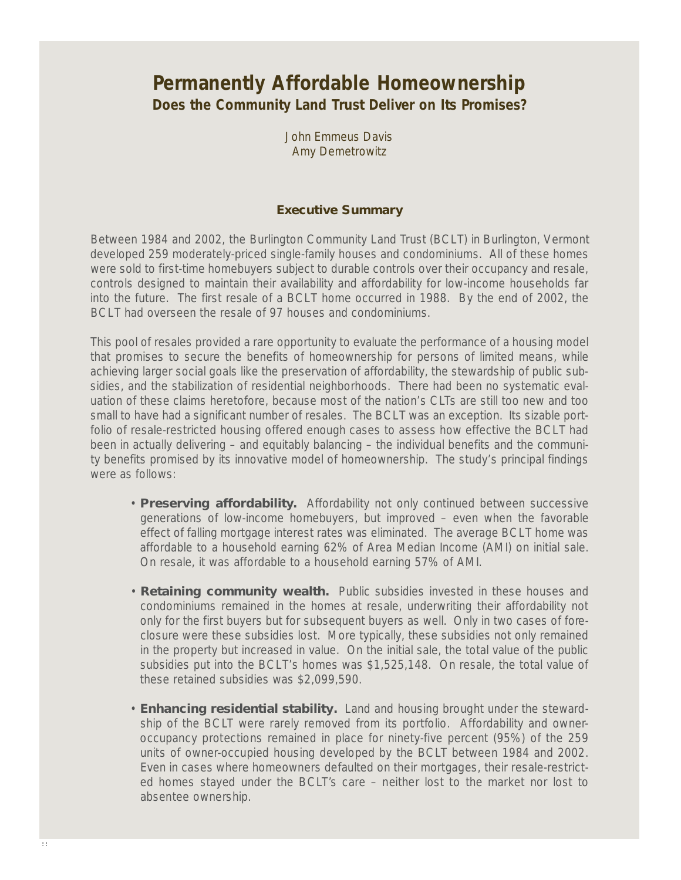# Permanently Affordable Homeownership

## Does the Community Land Trust Deliver on Its Promises?

John Emmeus Davis
Amy Demetrowitz

### Executive Summary

Between 1984 and 2002, the Burlington Community Land Trust (BCLT) in Burlington, Vermont developed 259 moderately-priced single-family houses and condominiums. All of these homes were sold to first-time homebuyers subject to durable controls over their occupancy and resale, controls designed to maintain their availability and affordability for low-income households far into the future. The first resale of a BCLT home occurred in 1988. By the end of 2002, the BCLT had overseen the resale of 97 houses and condominiums.

This pool of resales provided a rare opportunity to evaluate the performance of a housing model that promises to secure the benefits of homeownership for persons of limited means, while achieving larger social goals like the preservation of affordability, the stewardship of public subsidies, and the stabilization of residential neighborhoods. There had been no systematic evaluation of these claims heretofore, because most of the nation's CLTs are still too new and too small to have had a significant number of resales. The BCLT was an exception. Its sizable portfolio of resale-restricted housing offered enough cases to assess how effective the BCLT had been in actually delivering – and equitably balancing – the individual benefits and the community benefits promised by its innovative model of homeownership. The study's principal findings were as follows:

- **Preserving affordability.** Affordability not only continued between successive generations of low-income homebuyers, but improved – even when the favorable effect of falling mortgage interest rates was eliminated. The average BCLT home was affordable to a household earning 62% of Area Median Income (AMI) on initial sale. On resale, it was affordable to a household earning 57% of AMI.

- **Retaining community wealth.** Public subsidies invested in these houses and condominiums remained in the homes at resale, underwriting their affordability not only for the first buyers but for subsequent buyers as well. Only in two cases of foreclosure were these subsidies lost. More typically, these subsidies not only remained in the property but increased in value. On the initial sale, the total value of the public subsidies put into the BCLT's homes was $1,525,148. On resale, the total value of these retained subsidies was $2,099,590.

- **Enhancing residential stability.** Land and housing brought under the stewardship of the BCLT were rarely removed from its portfolio. Affordability and owner-occupancy protections remained in place for ninety-five percent (95%) of the 259 units of owner-occupied housing developed by the BCLT between 1984 and 2002. Even in cases where homeowners defaulted on their mortgages, their resale-restricted homes stayed under the BCLT's care – neither lost to the market nor lost to absentee ownership.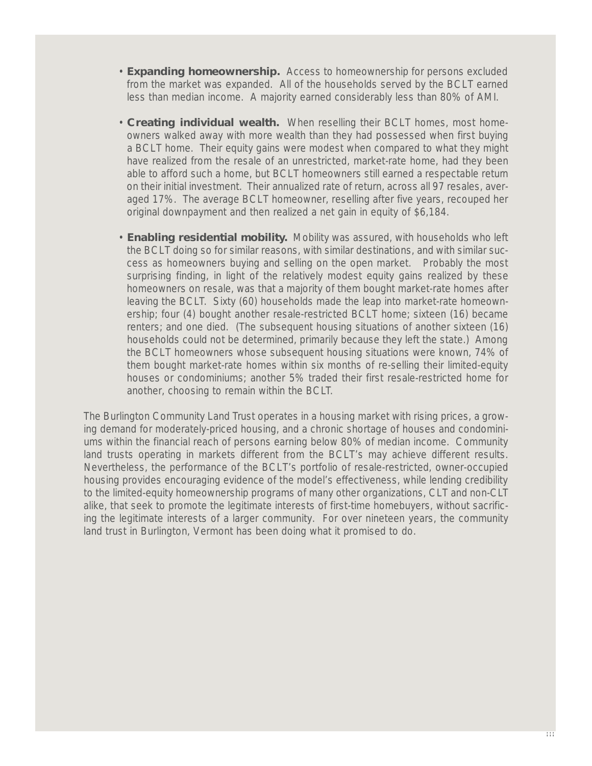- **Expanding homeownership.** Access to homeownership for persons excluded from the market was expanded. All of the households served by the BCLT earned less than median income. A majority earned considerably less than 80% of AMI.

- **Creating individual wealth.** When reselling their BCLT homes, most homeowners walked away with more wealth than they had possessed when first buying a BCLT home. Their equity gains were modest when compared to what they might have realized from the resale of an unrestricted, market-rate home, had they been able to afford such a home, but BCLT homeowners still earned a respectable return on their initial investment. Their annualized rate of return, across all 97 resales, averaged 17%. The average BCLT homeowner, reselling after five years, recouped her original downpayment and then realized a net gain in equity of $6,184.

- **Enabling residential mobility.** Mobility was assured, with households who left the BCLT doing so for similar reasons, with similar destinations, and with similar success as homeowners buying and selling on the open market. Probably the most surprising finding, in light of the relatively modest equity gains realized by these homeowners on resale, was that a majority of them bought market-rate homes after leaving the BCLT. Sixty (60) households made the leap into market-rate homeownership; four (4) bought another resale-restricted BCLT home; sixteen (16) became renters; and one died. (The subsequent housing situations of another sixteen (16) households could not be determined, primarily because they left the state.) Among the BCLT homeowners whose subsequent housing situations were known, 74% of them bought market-rate homes within six months of re-selling their limited-equity houses or condominiums; another 5% traded their first resale-restricted home for another, choosing to remain within the BCLT.

The Burlington Community Land Trust operates in a housing market with rising prices, a growing demand for moderately-priced housing, and a chronic shortage of houses and condominiums within the financial reach of persons earning below 80% of median income. Community land trusts operating in markets different from the BCLT's may achieve different results. Nevertheless, the performance of the BCLT's portfolio of resale-restricted, owner-occupied housing provides encouraging evidence of the model's effectiveness, while lending credibility to the limited-equity homeownership programs of many other organizations, CLT and non-CLT alike, that seek to promote the legitimate interests of first-time homebuyers, without sacrificing the legitimate interests of a larger community. For over nineteen years, the community land trust in Burlington, Vermont has been doing what it promised to do.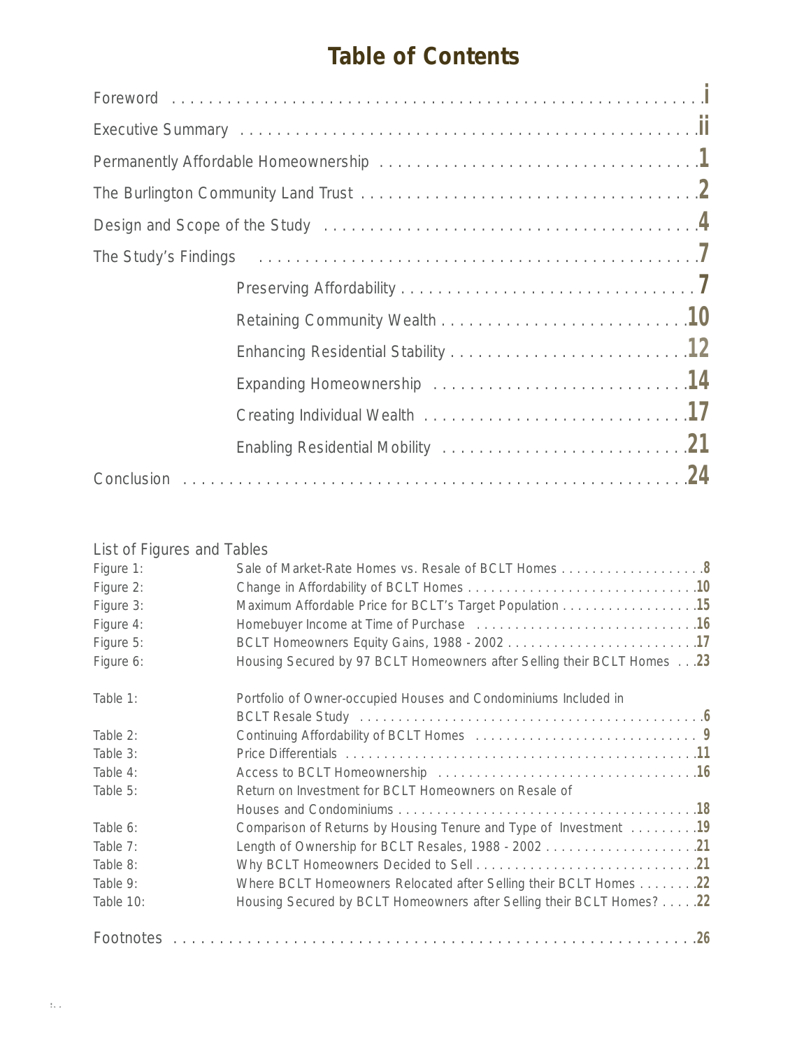# Table of Contents

| | |
|---|---|
| Foreword | i |
| Executive Summary | ii |
| Permanently Affordable Homeownership | 1 |
| The Burlington Community Land Trust | 2 |
| Design and Scope of the Study | 4 |
| The Study's Findings | 7 |
| Preserving Affordability | 7 |
| Retaining Community Wealth | 10 |
| Enhancing Residential Stability | 12 |
| Expanding Homeownership | 14 |
| Creating Individual Wealth | 17 |
| Enabling Residential Mobility | 21 |
| Conclusion | 24 |

List of Figures and Tables

| | | |
|---|---|---|
| Figure 1: | Sale of Market-Rate Homes vs. Resale of BCLT Homes | 8 |
| Figure 2: | Change in Affordability of BCLT Homes | 10 |
| Figure 3: | Maximum Affordable Price for BCLT's Target Population | 15 |
| Figure 4: | Homebuyer Income at Time of Purchase | 16 |
| Figure 5: | BCLT Homeowners Equity Gains, 1988 - 2002 | 17 |
| Figure 6: | Housing Secured by 97 BCLT Homeowners after Selling their BCLT Homes | 23 |
| Table 1: | Portfolio of Owner-occupied Houses and Condominiums Included in BCLT Resale Study | 6 |
| Table 2: | Continuing Affordability of BCLT Homes | 9 |
| Table 3: | Price Differentials | 11 |
| Table 4: | Access to BCLT Homeownership | 16 |
| Table 5: | Return on Investment for BCLT Homeowners on Resale of Houses and Condominiums | 18 |
| Table 6: | Comparison of Returns by Housing Tenure and Type of Investment | 19 |
| Table 7: | Length of Ownership for BCLT Resales, 1988 - 2002 | 21 |
| Table 8: | Why BCLT Homeowners Decided to Sell | 21 |
| Table 9: | Where BCLT Homeowners Relocated after Selling their BCLT Homes | 22 |
| Table 10: | Housing Secured by BCLT Homeowners after Selling their BCLT Homes? | 22 |

| | |
|---|---|
| Footnotes | 26 |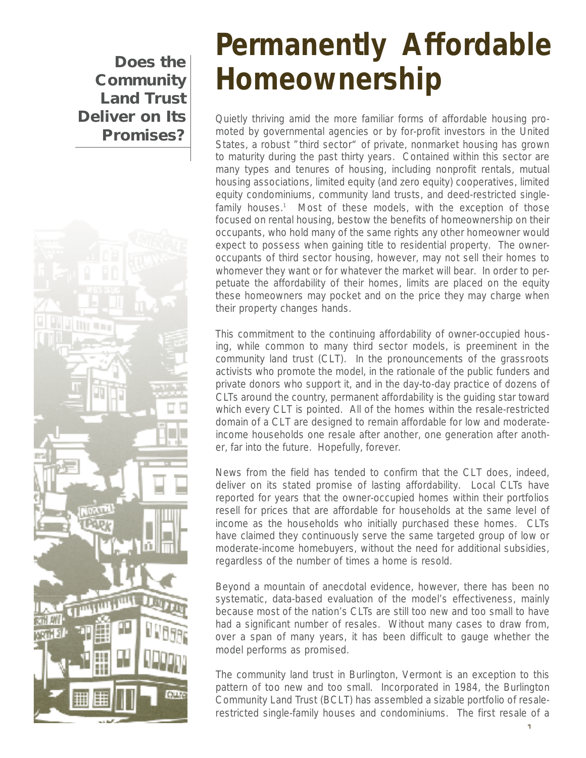**Does the Community Land Trust Deliver on Its Promises?**

# Permanently Affordable Homeownership

Quietly thriving amid the more familiar forms of affordable housing promoted by governmental agencies or by for-profit investors in the United States, a robust "third sector" of private, nonmarket housing has grown to maturity during the past thirty years. Contained within this sector are many types and tenures of housing, including nonprofit rentals, mutual housing associations, limited equity (and zero equity) cooperatives, limited equity condominiums, community land trusts, and deed-restricted single-family houses.[1] Most of these models, with the exception of those focused on rental housing, bestow the benefits of homeownership on their occupants, who hold many of the same rights any other homeowner would expect to possess when gaining title to residential property. The owner-occupants of third sector housing, however, may not sell their homes to whomever they want or for whatever the market will bear. In order to perpetuate the affordability of their homes, limits are placed on the equity these homeowners may pocket and on the price they may charge when their property changes hands.

This commitment to the continuing affordability of owner-occupied housing, while common to many third sector models, is preeminent in the community land trust (CLT). In the pronouncements of the grassroots activists who promote the model, in the rationale of the public funders and private donors who support it, and in the day-to-day practice of dozens of CLTs around the country, permanent affordability is the guiding star toward which every CLT is pointed. All of the homes within the resale-restricted domain of a CLT are designed to remain affordable for low and moderate-income households one resale after another, one generation after another, far into the future. Hopefully, forever.

News from the field has tended to confirm that the CLT does, indeed, deliver on its stated promise of lasting affordability. Local CLTs have reported for years that the owner-occupied homes within their portfolios resell for prices that are affordable for households at the same level of income as the households who initially purchased these homes. CLTs have claimed they continuously serve the same targeted group of low or moderate-income homebuyers, without the need for additional subsidies, regardless of the number of times a home is resold.

Beyond a mountain of anecdotal evidence, however, there has been no systematic, data-based evaluation of the model's effectiveness, mainly because most of the nation's CLTs are still too new and too small to have had a significant number of resales. Without many cases to draw from, over a span of many years, it has been difficult to gauge whether the model performs as promised.

The community land trust in Burlington, Vermont is an exception to this pattern of too new and too small. Incorporated in 1984, the Burlington Community Land Trust (BCLT) has assembled a sizable portfolio of resale-restricted single-family houses and condominiums. The first resale of a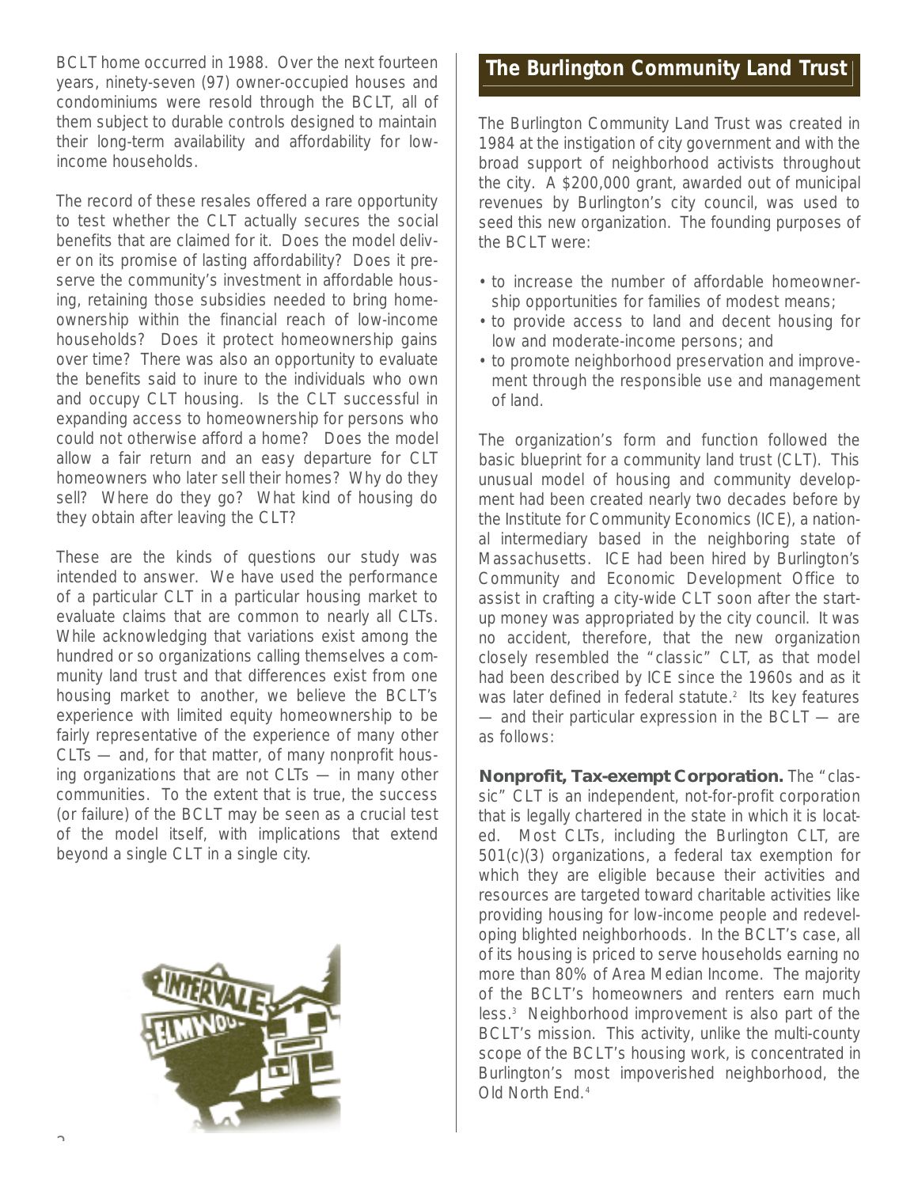BCLT home occurred in 1988. Over the next fourteen years, ninety-seven (97) owner-occupied houses and condominiums were resold through the BCLT, all of them subject to durable controls designed to maintain their long-term availability and affordability for low-income households.

The record of these resales offered a rare opportunity to test whether the CLT actually secures the social benefits that are claimed for it. Does the model deliver on its promise of lasting affordability? Does it preserve the community's investment in affordable housing, retaining those subsidies needed to bring homeownership within the financial reach of low-income households? Does it protect homeownership gains over time? There was also an opportunity to evaluate the benefits said to inure to the individuals who own and occupy CLT housing. Is the CLT successful in expanding access to homeownership for persons who could not otherwise afford a home? Does the model allow a fair return and an easy departure for CLT homeowners who later sell their homes? Why do they sell? Where do they go? What kind of housing do they obtain after leaving the CLT?

These are the kinds of questions our study was intended to answer. We have used the performance of a particular CLT in a particular housing market to evaluate claims that are common to nearly all CLTs. While acknowledging that variations exist among the hundred or so organizations calling themselves a community land trust and that differences exist from one housing market to another, we believe the BCLT's experience with limited equity homeownership to be fairly representative of the experience of many other CLTs — and, for that matter, of many nonprofit housing organizations that are not CLTs — in many other communities. To the extent that is true, the success (or failure) of the BCLT may be seen as a crucial test of the model itself, with implications that extend beyond a single CLT in a single city.

## The Burlington Community Land Trust

The Burlington Community Land Trust was created in 1984 at the instigation of city government and with the broad support of neighborhood activists throughout the city. A $200,000 grant, awarded out of municipal revenues by Burlington's city council, was used to seed this new organization. The founding purposes of the BCLT were:

- to increase the number of affordable homeownership opportunities for families of modest means;
- to provide access to land and decent housing for low and moderate-income persons; and
- to promote neighborhood preservation and improvement through the responsible use and management of land.

The organization's form and function followed the basic blueprint for a community land trust (CLT). This unusual model of housing and community development had been created nearly two decades before by the Institute for Community Economics (ICE), a national intermediary based in the neighboring state of Massachusetts. ICE had been hired by Burlington's Community and Economic Development Office to assist in crafting a city-wide CLT soon after the start-up money was appropriated by the city council. It was no accident, therefore, that the new organization closely resembled the "classic" CLT, as that model had been described by ICE since the 1960s and as it was later defined in federal statute.[2] Its key features — and their particular expression in the BCLT — are as follows:

**Nonprofit, Tax-exempt Corporation.** The "classic" CLT is an independent, not-for-profit corporation that is legally chartered in the state in which it is located. Most CLTs, including the Burlington CLT, are 501(c)(3) organizations, a federal tax exemption for which they are eligible because their activities and resources are targeted toward charitable activities like providing housing for low-income people and redeveloping blighted neighborhoods. In the BCLT's case, all of its housing is priced to serve households earning no more than 80% of Area Median Income. The majority of the BCLT's homeowners and renters earn much less.[3] Neighborhood improvement is also part of the BCLT's mission. This activity, unlike the multi-county scope of the BCLT's housing work, is concentrated in Burlington's most impoverished neighborhood, the Old North End.[4]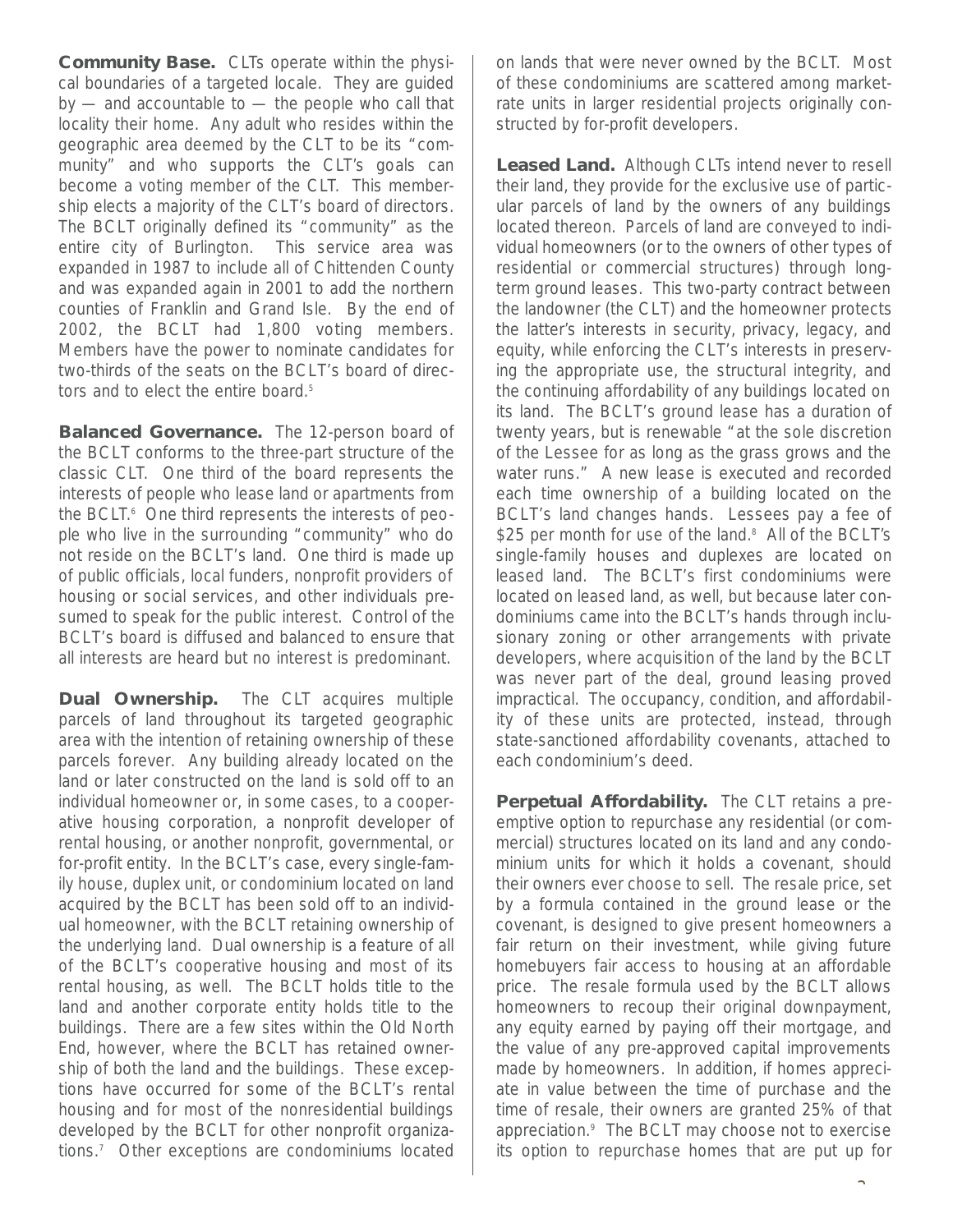**Community Base.** CLTs operate within the physical boundaries of a targeted locale. They are guided by — and accountable to — the people who call that locality their home. Any adult who resides within the geographic area deemed by the CLT to be its "community" and who supports the CLT's goals can become a voting member of the CLT. This membership elects a majority of the CLT's board of directors. The BCLT originally defined its "community" as the entire city of Burlington. This service area was expanded in 1987 to include all of Chittenden County and was expanded again in 2001 to add the northern counties of Franklin and Grand Isle. By the end of 2002, the BCLT had 1,800 voting members. Members have the power to nominate candidates for two-thirds of the seats on the BCLT's board of directors and to elect the entire board.[5]

**Balanced Governance.** The 12-person board of the BCLT conforms to the three-part structure of the classic CLT. One third of the board represents the interests of people who lease land or apartments from the BCLT.[6] One third represents the interests of people who live in the surrounding "community" who do not reside on the BCLT's land. One third is made up of public officials, local funders, nonprofit providers of housing or social services, and other individuals presumed to speak for the public interest. Control of the BCLT's board is diffused and balanced to ensure that all interests are heard but no interest is predominant.

**Dual Ownership.** The CLT acquires multiple parcels of land throughout its targeted geographic area with the intention of retaining ownership of these parcels forever. Any building already located on the land or later constructed on the land is sold off to an individual homeowner or, in some cases, to a cooperative housing corporation, a nonprofit developer of rental housing, or another nonprofit, governmental, or for-profit entity. In the BCLT's case, every single-family house, duplex unit, or condominium located on land acquired by the BCLT has been sold off to an individual homeowner, with the BCLT retaining ownership of the underlying land. Dual ownership is a feature of all of the BCLT's cooperative housing and most of its rental housing, as well. The BCLT holds title to the land and another corporate entity holds title to the buildings. There are a few sites within the Old North End, however, where the BCLT has retained ownership of both the land and the buildings. These exceptions have occurred for some of the BCLT's rental housing and for most of the nonresidential buildings developed by the BCLT for other nonprofit organizations.[7] Other exceptions are condominiums located on lands that were never owned by the BCLT. Most of these condominiums are scattered among market-rate units in larger residential projects originally constructed by for-profit developers.

**Leased Land.** Although CLTs intend never to resell their land, they provide for the exclusive use of particular parcels of land by the owners of any buildings located thereon. Parcels of land are conveyed to individual homeowners (or to the owners of other types of residential or commercial structures) through long-term ground leases. This two-party contract between the landowner (the CLT) and the homeowner protects the latter's interests in security, privacy, legacy, and equity, while enforcing the CLT's interests in preserving the appropriate use, the structural integrity, and the continuing affordability of any buildings located on its land. The BCLT's ground lease has a duration of twenty years, but is renewable "at the sole discretion of the Lessee for as long as the grass grows and the water runs." A new lease is executed and recorded each time ownership of a building located on the BCLT's land changes hands. Lessees pay a fee of $25 per month for use of the land.[8] All of the BCLT's single-family houses and duplexes are located on leased land. The BCLT's first condominiums were located on leased land, as well, but because later condominiums came into the BCLT's hands through inclusionary zoning or other arrangements with private developers, where acquisition of the land by the BCLT was never part of the deal, ground leasing proved impractical. The occupancy, condition, and affordability of these units are protected, instead, through state-sanctioned affordability covenants, attached to each condominium's deed.

**Perpetual Affordability.** The CLT retains a preemptive option to repurchase any residential (or commercial) structures located on its land and any condominium units for which it holds a covenant, should their owners ever choose to sell. The resale price, set by a formula contained in the ground lease or the covenant, is designed to give present homeowners a fair return on their investment, while giving future homebuyers fair access to housing at an affordable price. The resale formula used by the BCLT allows homeowners to recoup their original downpayment, any equity earned by paying off their mortgage, and the value of any pre-approved capital improvements made by homeowners. In addition, if homes appreciate in value between the time of purchase and the time of resale, their owners are granted 25% of that appreciation.[9] The BCLT may choose not to exercise its option to repurchase homes that are put up for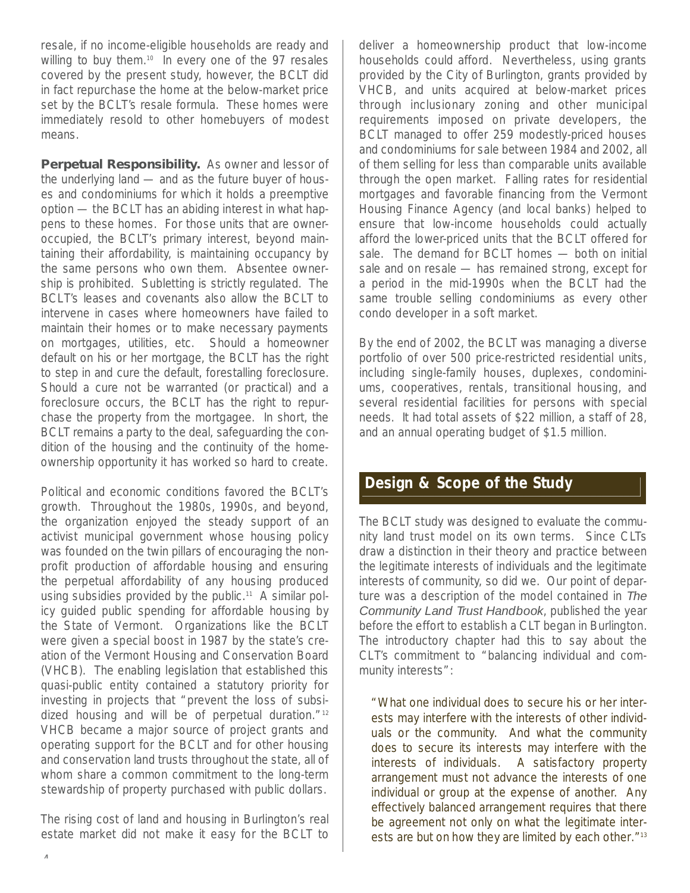resale, if no income-eligible households are ready and willing to buy them.[10] In every one of the 97 resales covered by the present study, however, the BCLT did in fact repurchase the home at the below-market price set by the BCLT's resale formula. These homes were immediately resold to other homebuyers of modest means.

**Perpetual Responsibility.** As owner and lessor of the underlying land — and as the future buyer of houses and condominiums for which it holds a preemptive option — the BCLT has an abiding interest in what happens to these homes. For those units that are owner-occupied, the BCLT's primary interest, beyond maintaining their affordability, is maintaining occupancy by the same persons who own them. Absentee ownership is prohibited. Subletting is strictly regulated. The BCLT's leases and covenants also allow the BCLT to intervene in cases where homeowners have failed to maintain their homes or to make necessary payments on mortgages, utilities, etc. Should a homeowner default on his or her mortgage, the BCLT has the right to step in and cure the default, forestalling foreclosure. Should a cure not be warranted (or practical) and a foreclosure occurs, the BCLT has the right to repurchase the property from the mortgagee. In short, the BCLT remains a party to the deal, safeguarding the condition of the housing and the continuity of the homeownership opportunity it has worked so hard to create.

Political and economic conditions favored the BCLT's growth. Throughout the 1980s, 1990s, and beyond, the organization enjoyed the steady support of an activist municipal government whose housing policy was founded on the twin pillars of encouraging the nonprofit production of affordable housing and ensuring the perpetual affordability of any housing produced using subsidies provided by the public.[11] A similar policy guided public spending for affordable housing by the State of Vermont. Organizations like the BCLT were given a special boost in 1987 by the state's creation of the Vermont Housing and Conservation Board (VHCB). The enabling legislation that established this quasi-public entity contained a statutory priority for investing in projects that "prevent the loss of subsidized housing and will be of perpetual duration."[12] VHCB became a major source of project grants and operating support for the BCLT and for other housing and conservation land trusts throughout the state, all of whom share a common commitment to the long-term stewardship of property purchased with public dollars.

The rising cost of land and housing in Burlington's real estate market did not make it easy for the BCLT to deliver a homeownership product that low-income households could afford. Nevertheless, using grants provided by the City of Burlington, grants provided by VHCB, and units acquired at below-market prices through inclusionary zoning and other municipal requirements imposed on private developers, the BCLT managed to offer 259 modestly-priced houses and condominiums for sale between 1984 and 2002, all of them selling for less than comparable units available through the open market. Falling rates for residential mortgages and favorable financing from the Vermont Housing Finance Agency (and local banks) helped to ensure that low-income households could actually afford the lower-priced units that the BCLT offered for sale. The demand for BCLT homes — both on initial sale and on resale — has remained strong, except for a period in the mid-1990s when the BCLT had the same trouble selling condominiums as every other condo developer in a soft market.

By the end of 2002, the BCLT was managing a diverse portfolio of over 500 price-restricted residential units, including single-family houses, duplexes, condominiums, cooperatives, rentals, transitional housing, and several residential facilities for persons with special needs. It had total assets of $22 million, a staff of 28, and an annual operating budget of $1.5 million.

## Design & Scope of the Study

The BCLT study was designed to evaluate the community land trust model on its own terms. Since CLTs draw a distinction in their theory and practice between the legitimate interests of individuals and the legitimate interests of community, so did we. Our point of departure was a description of the model contained in *The Community Land Trust Handbook*, published the year before the effort to establish a CLT began in Burlington. The introductory chapter had this to say about the CLT's commitment to "balancing individual and community interests":

> "What one individual does to secure his or her interests may interfere with the interests of other individuals or the community. And what the community does to secure its interests may interfere with the interests of individuals. A satisfactory property arrangement must not advance the interests of one individual or group at the expense of another. Any effectively balanced arrangement requires that there be agreement not only on what the legitimate interests are but on how they are limited by each other."[13]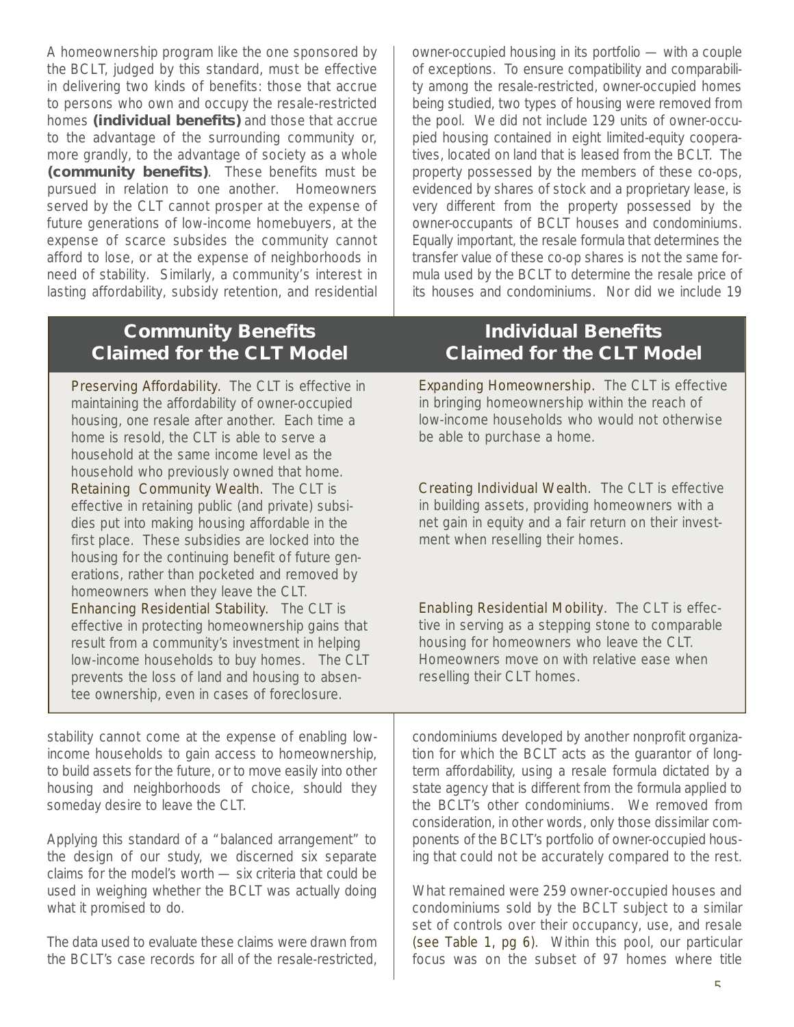A homeownership program like the one sponsored by the BCLT, judged by this standard, must be effective in delivering two kinds of benefits: those that accrue to persons who own and occupy the resale-restricted homes **(individual benefits)** and those that accrue to the advantage of the surrounding community or, more grandly, to the advantage of society as a whole **(community benefits)**. These benefits must be pursued in relation to one another. Homeowners served by the CLT cannot prosper at the expense of future generations of low-income homebuyers, at the expense of scarce subsides the community cannot afford to lose, or at the expense of neighborhoods in need of stability. Similarly, a community's interest in lasting affordability, subsidy retention, and residential stability cannot come at the expense of enabling low-income households to gain access to homeownership, to build assets for the future, or to move easily into other housing and neighborhoods of choice, should they someday desire to leave the CLT.

Applying this standard of a "balanced arrangement" to the design of our study, we discerned six separate claims for the model's worth — six criteria that could be used in weighing whether the BCLT was actually doing what it promised to do.

The data used to evaluate these claims were drawn from the BCLT's case records for all of the resale-restricted, owner-occupied housing in its portfolio — with a couple of exceptions. To ensure compatibility and comparability among the resale-restricted, owner-occupied homes being studied, two types of housing were removed from the pool. We did not include 129 units of owner-occupied housing contained in eight limited-equity cooperatives, located on land that is leased from the BCLT. The property possessed by the members of these co-ops, evidenced by shares of stock and a proprietary lease, is very different from the property possessed by the owner-occupants of BCLT houses and condominiums. Equally important, the resale formula that determines the transfer value of these co-op shares is not the same formula used by the BCLT to determine the resale price of its houses and condominiums. Nor did we include 19 condominiums developed by another nonprofit organization for which the BCLT acts as the guarantor of long-term affordability, using a resale formula dictated by a state agency that is different from the formula applied to the BCLT's other condominiums. We removed from consideration, in other words, only those dissimilar components of the BCLT's portfolio of owner-occupied housing that could not be accurately compared to the rest.

What remained were 259 owner-occupied houses and condominiums sold by the BCLT subject to a similar set of controls over their occupancy, use, and resale (see Table 1, pg 6). Within this pool, our particular focus was on the subset of 97 homes where title

## Community Benefits Claimed for the CLT Model

**Preserving Affordability.** The CLT is effective in maintaining the affordability of owner-occupied housing, one resale after another. Each time a home is resold, the CLT is able to serve a household at the same income level as the household who previously owned that home.

**Retaining Community Wealth.** The CLT is effective in retaining public (and private) subsidies put into making housing affordable in the first place. These subsidies are locked into the housing for the continuing benefit of future generations, rather than pocketed and removed by homeowners when they leave the CLT.

**Enhancing Residential Stability.** The CLT is effective in protecting homeownership gains that result from a community's investment in helping low-income households to buy homes. The CLT prevents the loss of land and housing to absentee ownership, even in cases of foreclosure.

## Individual Benefits Claimed for the CLT Model

**Expanding Homeownership.** The CLT is effective in bringing homeownership within the reach of low-income households who would not otherwise be able to purchase a home.

**Creating Individual Wealth.** The CLT is effective in building assets, providing homeowners with a net gain in equity and a fair return on their investment when reselling their homes.

**Enabling Residential Mobility.** The CLT is effective in serving as a stepping stone to comparable housing for homeowners who leave the CLT. Homeowners move on with relative ease when reselling their CLT homes.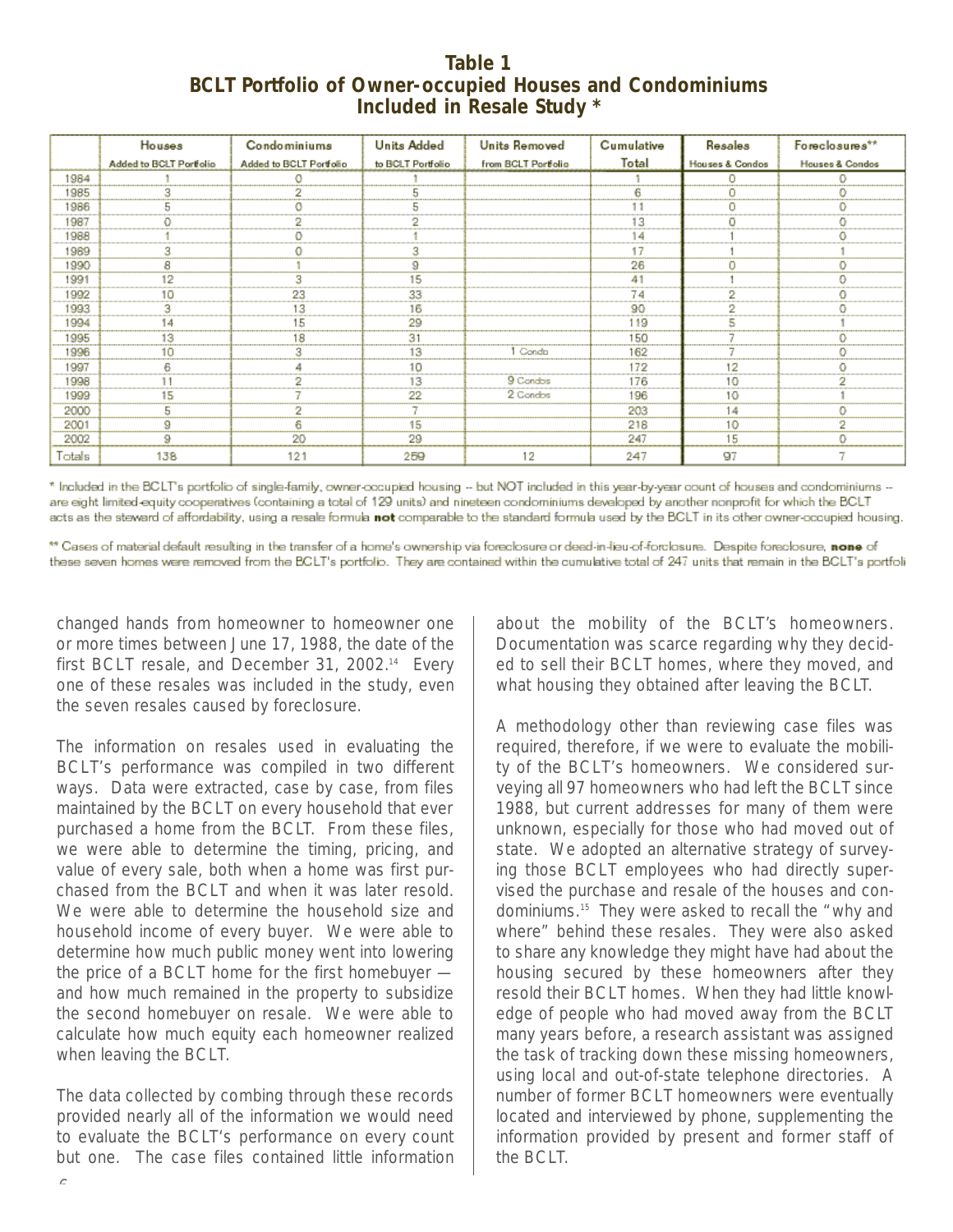# Table 1
## BCLT Portfolio of Owner-occupied Houses and Condominiums Included in Resale Study *

| | Houses Added to BCLT Portfolio | Condominiums Added to BCLT Portfolio | Units Added to BCLT Portfolio | Units Removed from BCLT Portfolio | Cumulative Total | Resales Houses & Condos | Foreclosures** Houses & Condos |
|---|---|---|---|---|---|---|---|
| 1984 | 1 | 0 | 1 | | 1 | 0 | 0 |
| 1985 | 3 | 2 | 5 | | 6 | 0 | 0 |
| 1986 | 5 | 0 | 5 | | 11 | 0 | 0 |
| 1987 | 0 | 2 | 2 | | 13 | 0 | 0 |
| 1988 | 1 | 0 | 1 | | 14 | 1 | 0 |
| 1989 | 3 | 0 | 3 | | 17 | 1 | 1 |
| 1990 | 8 | 1 | 9 | | 26 | 0 | 0 |
| 1991 | 12 | 3 | 15 | | 41 | 1 | 0 |
| 1992 | 10 | 23 | 33 | | 74 | 2 | 0 |
| 1993 | 3 | 13 | 16 | | 90 | 2 | 0 |
| 1994 | 14 | 15 | 29 | | 119 | 5 | 1 |
| 1995 | 13 | 18 | 31 | | 150 | 7 | 0 |
| 1996 | 10 | 3 | 13 | 1 Condo | 162 | 7 | 0 |
| 1997 | 6 | 4 | 10 | | 172 | 12 | 0 |
| 1998 | 11 | 2 | 13 | 9 Condos | 176 | 10 | 2 |
| 1999 | 15 | 7 | 22 | 2 Condos | 196 | 10 | 1 |
| 2000 | 5 | 2 | 7 | | 203 | 14 | 0 |
| 2001 | 9 | 6 | 15 | | 218 | 10 | 2 |
| 2002 | 9 | 20 | 29 | | 247 | 15 | 0 |
| Totals | 138 | 121 | 259 | 12 | 247 | 97 | 7 |

\* Included in the BCLT's portfolio of single-family, owner-occupied housing -- but NOT included in this year-by-year count of houses and condominiums -- are eight limited-equity cooperatives (containing a total of 129 units) and nineteen condominiums developed by another nonprofit for which the BCLT acts as the steward of affordability, using a resale formula **not** comparable to the standard formula used by the BCLT in its other owner-occupied housing.

\*\* Cases of material default resulting in the transfer of a home's ownership via foreclosure or deed-in-lieu-of-foreclosure. Despite foreclosure, **none** of these seven homes were removed from the BCLT's portfolio. They are contained within the cumulative total of 247 units that remain in the BCLT's portfoli

changed hands from homeowner to homeowner one or more times between June 17, 1988, the date of the first BCLT resale, and December 31, 2002.[14] Every one of these resales was included in the study, even the seven resales caused by foreclosure.

The information on resales used in evaluating the BCLT's performance was compiled in two different ways. Data were extracted, case by case, from files maintained by the BCLT on every household that ever purchased a home from the BCLT. From these files, we were able to determine the timing, pricing, and value of every sale, both when a home was first purchased from the BCLT and when it was later resold. We were able to determine the household size and household income of every buyer. We were able to determine how much public money went into lowering the price of a BCLT home for the first homebuyer — and how much remained in the property to subsidize the second homebuyer on resale. We were able to calculate how much equity each homeowner realized when leaving the BCLT.

The data collected by combing through these records provided nearly all of the information we would need to evaluate the BCLT's performance on every count but one. The case files contained little information about the mobility of the BCLT's homeowners. Documentation was scarce regarding why they decided to sell their BCLT homes, where they moved, and what housing they obtained after leaving the BCLT.

A methodology other than reviewing case files was required, therefore, if we were to evaluate the mobility of the BCLT's homeowners. We considered surveying all 97 homeowners who had left the BCLT since 1988, but current addresses for many of them were unknown, especially for those who had moved out of state. We adopted an alternative strategy of surveying those BCLT employees who had directly supervised the purchase and resale of the houses and condominiums.[15] They were asked to recall the "why and where" behind these resales. They were also asked to share any knowledge they might have had about the housing secured by these homeowners after they resold their BCLT homes. When they had little knowledge of people who had moved away from the BCLT many years before, a research assistant was assigned the task of tracking down these missing homeowners, using local and out-of-state telephone directories. A number of former BCLT homeowners were eventually located and interviewed by phone, supplementing the information provided by present and former staff of the BCLT.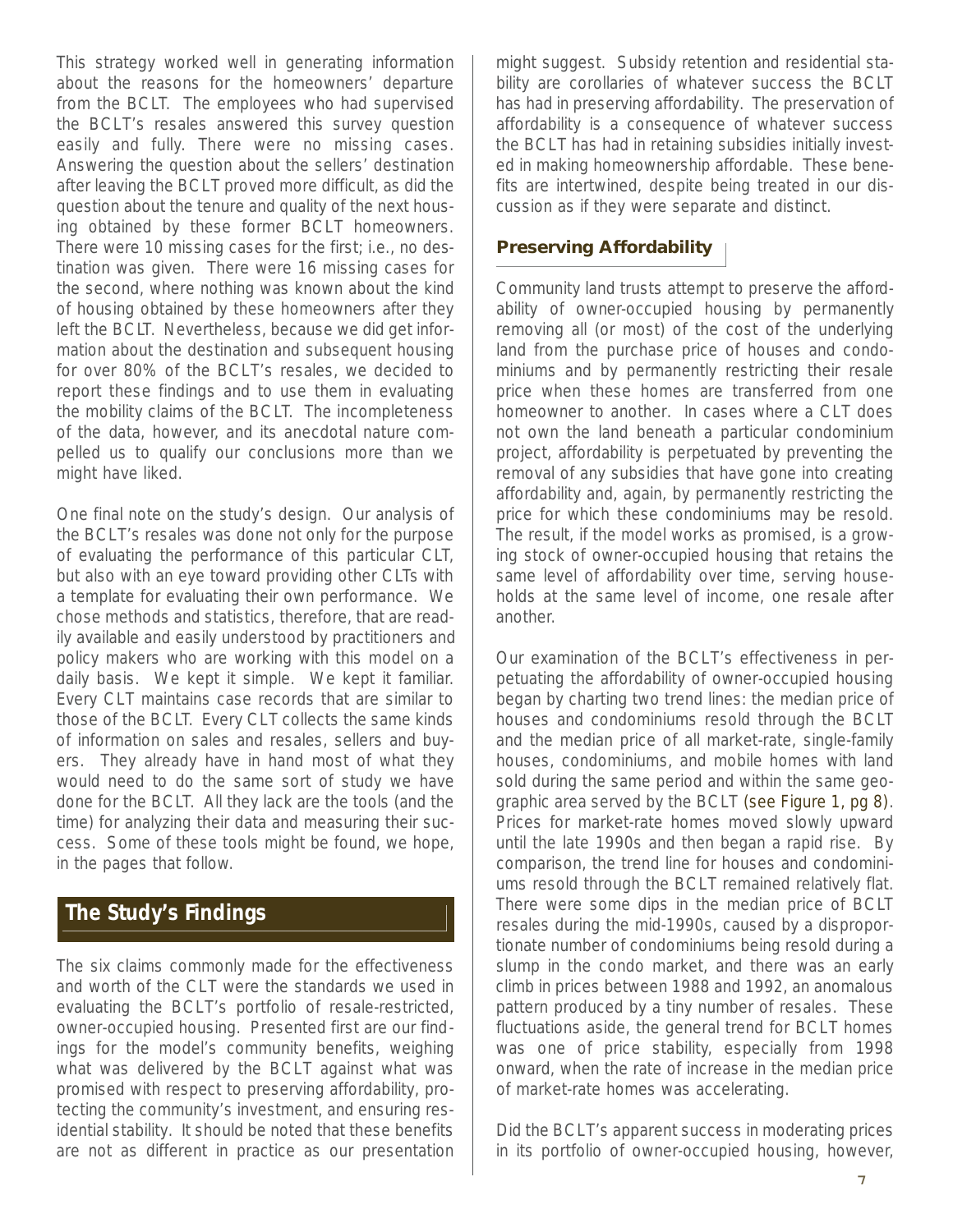This strategy worked well in generating information about the reasons for the homeowners' departure from the BCLT. The employees who had supervised the BCLT's resales answered this survey question easily and fully. There were no missing cases. Answering the question about the sellers' destination after leaving the BCLT proved more difficult, as did the question about the tenure and quality of the next housing obtained by these former BCLT homeowners. There were 10 missing cases for the first; i.e., no destination was given. There were 16 missing cases for the second, where nothing was known about the kind of housing obtained by these homeowners after they left the BCLT. Nevertheless, because we did get information about the destination and subsequent housing for over 80% of the BCLT's resales, we decided to report these findings and to use them in evaluating the mobility claims of the BCLT. The incompleteness of the data, however, and its anecdotal nature compelled us to qualify our conclusions more than we might have liked.

One final note on the study's design. Our analysis of the BCLT's resales was done not only for the purpose of evaluating the performance of this particular CLT, but also with an eye toward providing other CLTs with a template for evaluating their own performance. We chose methods and statistics, therefore, that are readily available and easily understood by practitioners and policy makers who are working with this model on a daily basis. We kept it simple. We kept it familiar. Every CLT maintains case records that are similar to those of the BCLT. Every CLT collects the same kinds of information on sales and resales, sellers and buyers. They already have in hand most of what they would need to do the same sort of study we have done for the BCLT. All they lack are the tools (and the time) for analyzing their data and measuring their success. Some of these tools might be found, we hope, in the pages that follow.

## The Study's Findings

The six claims commonly made for the effectiveness and worth of the CLT were the standards we used in evaluating the BCLT's portfolio of resale-restricted, owner-occupied housing. Presented first are our findings for the model's community benefits, weighing what was delivered by the BCLT against what was promised with respect to preserving affordability, protecting the community's investment, and ensuring residential stability. It should be noted that these benefits are not as different in practice as our presentation might suggest. Subsidy retention and residential stability are corollaries of whatever success the BCLT has had in preserving affordability. The preservation of affordability is a consequence of whatever success the BCLT has had in retaining subsidies initially invested in making homeownership affordable. These benefits are intertwined, despite being treated in our discussion as if they were separate and distinct.

### Preserving Affordability

Community land trusts attempt to preserve the affordability of owner-occupied housing by permanently removing all (or most) of the cost of the underlying land from the purchase price of houses and condominiums and by permanently restricting their resale price when these homes are transferred from one homeowner to another. In cases where a CLT does not own the land beneath a particular condominium project, affordability is perpetuated by preventing the removal of any subsidies that have gone into creating affordability and, again, by permanently restricting the price for which these condominiums may be resold. The result, if the model works as promised, is a growing stock of owner-occupied housing that retains the same level of affordability over time, serving households at the same level of income, one resale after another.

Our examination of the BCLT's effectiveness in perpetuating the affordability of owner-occupied housing began by charting two trend lines: the median price of houses and condominiums resold through the BCLT and the median price of all market-rate, single-family houses, condominiums, and mobile homes with land sold during the same period and within the same geographic area served by the BCLT (see Figure 1, pg 8). Prices for market-rate homes moved slowly upward until the late 1990s and then began a rapid rise. By comparison, the trend line for houses and condominiums resold through the BCLT remained relatively flat. There were some dips in the median price of BCLT resales during the mid-1990s, caused by a disproportionate number of condominiums being resold during a slump in the condo market, and there was an early climb in prices between 1988 and 1992, an anomalous pattern produced by a tiny number of resales. These fluctuations aside, the general trend for BCLT homes was one of price stability, especially from 1998 onward, when the rate of increase in the median price of market-rate homes was accelerating.

Did the BCLT's apparent success in moderating prices in its portfolio of owner-occupied housing, however,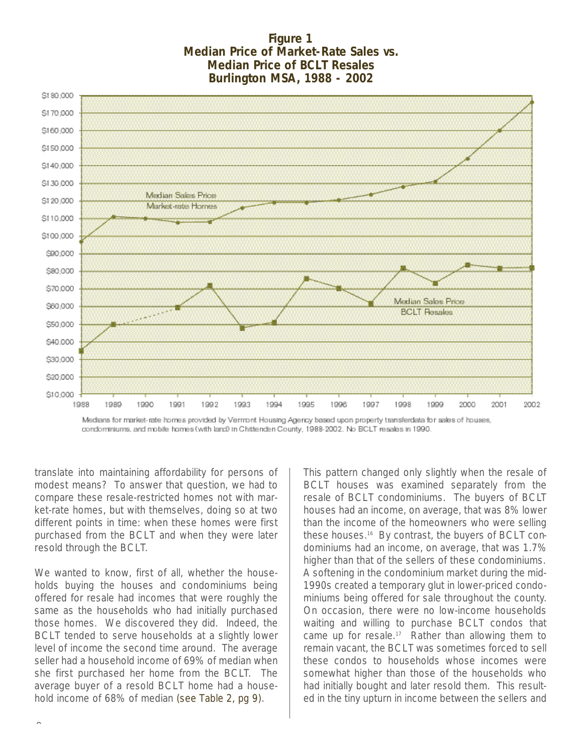**Figure 1**
**Median Price of Market-Rate Sales vs. Median Price of BCLT Resales**
**Burlington MSA, 1988 - 2002**

Medians for market-rate homes provided by Vermont Housing Agency based upon property transferdata for sales of houses, condominiums, and mobile homes (with land) in Chittenden County, 1988-2002. No BCLT resales in 1990.

translate into maintaining affordability for persons of modest means? To answer that question, we had to compare these resale-restricted homes not with market-rate homes, but with themselves, doing so at two different points in time: when these homes were first purchased from the BCLT and when they were later resold through the BCLT.

We wanted to know, first of all, whether the households buying the houses and condominiums being offered for resale had incomes that were roughly the same as the households who had initially purchased those homes. We discovered they did. Indeed, the BCLT tended to serve households at a slightly lower level of income the second time around. The average seller had a household income of 69% of median when she first purchased her home from the BCLT. The average buyer of a resold BCLT home had a household income of 68% of median (see Table 2, pg 9).

This pattern changed only slightly when the resale of BCLT houses was examined separately from the resale of BCLT condominiums. The buyers of BCLT houses had an income, on average, that was 8% lower than the income of the homeowners who were selling these houses.[16] By contrast, the buyers of BCLT condominiums had an income, on average, that was 1.7% higher than that of the sellers of these condominiums. A softening in the condominium market during the mid-1990s created a temporary glut in lower-priced condominiums being offered for sale throughout the county. On occasion, there were no low-income households waiting and willing to purchase BCLT condos that came up for resale.[17] Rather than allowing them to remain vacant, the BCLT was sometimes forced to sell these condos to households whose incomes were somewhat higher than those of the households who had initially bought and later resold them. This resulted in the tiny upturn in income between the sellers and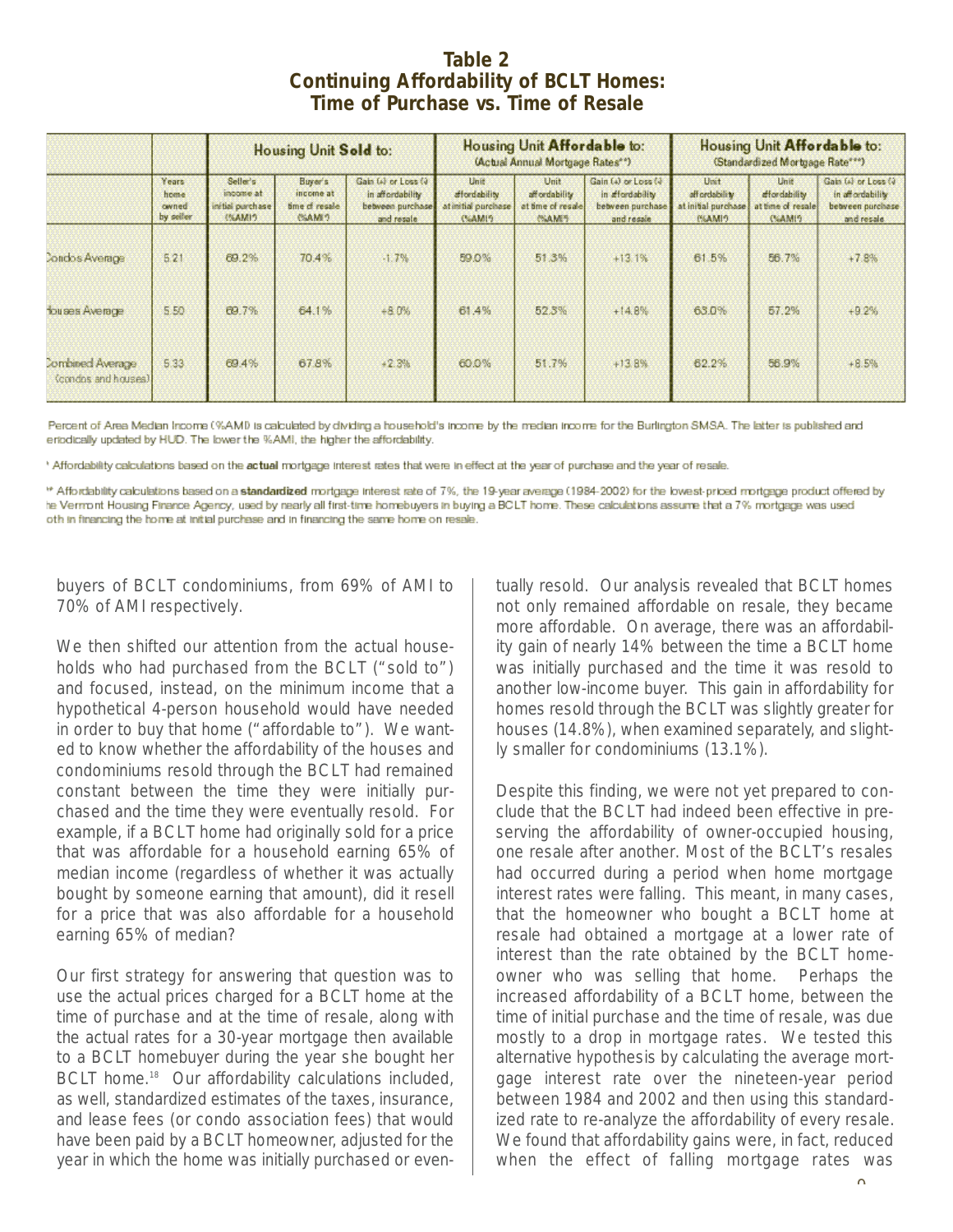**Table 2**
**Continuing Affordability of BCLT Homes:**
**Time of Purchase vs. Time of Resale**

| | | Housing Unit **Sold** to: | | | Housing Unit **Affordable** to: (Actual Annual Mortgage Rates**) | | | Housing Unit **Affordable** to: (Standardized Mortgage Rate***) | | |
|---|---|---|---|---|---|---|---|---|---|---|
| | Years home owned by seller | Seller's income at initial purchase (%AMI*) | Buyer's income at time of resale (%AMI*) | Gain (+) or Loss (-) in affordability between purchase and resale | Unit affordability at initial purchase (%AMI*) | Unit affordability at time of resale (%AMI*) | Gain (+) or Loss (-) in affordability between purchase and resale | Unit affordability at initial purchase (%AMI*) | Unit affordability at time of resale (%AMI*) | Gain (+) or Loss (-) in affordability between purchase and resale |
| Condos Average | 5.21 | 69.2% | 70.4% | -1.7% | 59.0% | 51.3% | +13.1% | 61.5% | 56.7% | +7.8% |
| Houses Average | 5.50 | 69.7% | 64.1% | +8.0% | 61.4% | 52.3% | +14.8% | 63.0% | 57.2% | +9.2% |
| Combined Average (condos and houses) | 5.33 | 69.4% | 67.8% | +2.3% | 60.0% | 51.7% | +13.8% | 62.2% | 56.9% | +8.5% |

\* Percent of Area Median Income (%AMI) is calculated by dividing a household's income by the median income for the Burlington SMSA. The latter is published and periodically updated by HUD. The lower the %AMI, the higher the affordability.

\*\* Affordability calculations based on the **actual** mortgage interest rates that were in effect at the year of purchase and the year of resale.

\*\*\* Affordability calculations based on a **standardized** mortgage interest rate of 7%, the 19-year average (1984-2002) for the lowest-priced mortgage product offered by the Vermont Housing Finance Agency, used by nearly all first-time homebuyers in buying a BCLT home. These calculations assume that a 7% mortgage was used both in financing the home at initial purchase and in financing the same home on resale.

buyers of BCLT condominiums, from 69% of AMI to 70% of AMI respectively.

We then shifted our attention from the actual households who had purchased from the BCLT ("sold to") and focused, instead, on the minimum income that a hypothetical 4-person household would have needed in order to buy that home ("affordable to"). We wanted to know whether the affordability of the houses and condominiums resold through the BCLT had remained constant between the time they were initially purchased and the time they were eventually resold. For example, if a BCLT home had originally sold for a price that was affordable for a household earning 65% of median income (regardless of whether it was actually bought by someone earning that amount), did it resell for a price that was also affordable for a household earning 65% of median?

Our first strategy for answering that question was to use the actual prices charged for a BCLT home at the time of purchase and at the time of resale, along with the actual rates for a 30-year mortgage then available to a BCLT homebuyer during the year she bought her BCLT home.[18] Our affordability calculations included, as well, standardized estimates of the taxes, insurance, and lease fees (or condo association fees) that would have been paid by a BCLT homeowner, adjusted for the year in which the home was initially purchased or eventually resold. Our analysis revealed that BCLT homes not only remained affordable on resale, they became more affordable. On average, there was an affordability gain of nearly 14% between the time a BCLT home was initially purchased and the time it was resold to another low-income buyer. This gain in affordability for homes resold through the BCLT was slightly greater for houses (14.8%), when examined separately, and slightly smaller for condominiums (13.1%).

Despite this finding, we were not yet prepared to conclude that the BCLT had indeed been effective in preserving the affordability of owner-occupied housing, one resale after another. Most of the BCLT's resales had occurred during a period when home mortgage interest rates were falling. This meant, in many cases, that the homeowner who bought a BCLT home at resale had obtained a mortgage at a lower rate of interest than the rate obtained by the BCLT homeowner who was selling that home. Perhaps the increased affordability of a BCLT home, between the time of initial purchase and the time of resale, was due mostly to a drop in mortgage rates. We tested this alternative hypothesis by calculating the average mortgage interest rate over the nineteen-year period between 1984 and 2002 and then using this standardized rate to re-analyze the affordability of every resale. We found that affordability gains were, in fact, reduced when the effect of falling mortgage rates was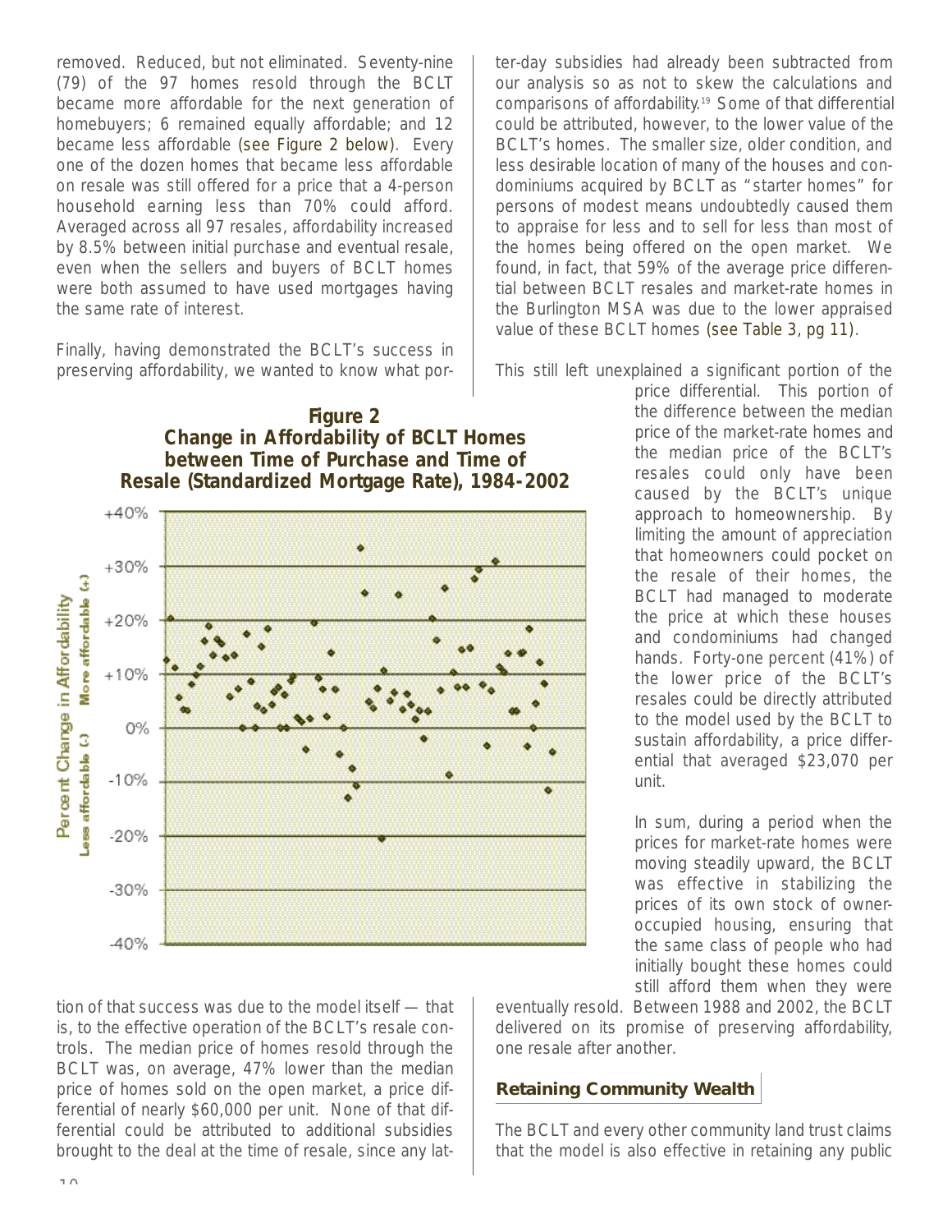removed. Reduced, but not eliminated. Seventy-nine (79) of the 97 homes resold through the BCLT became more affordable for the next generation of homebuyers; 6 remained equally affordable; and 12 became less affordable (see Figure 2 below). Every one of the dozen homes that became less affordable on resale was still offered for a price that a 4-person household earning less than 70% could afford. Averaged across all 97 resales, affordability increased by 8.5% between initial purchase and eventual resale, even when the sellers and buyers of BCLT homes were both assumed to have used mortgages having the same rate of interest.

Finally, having demonstrated the BCLT's success in preserving affordability, we wanted to know what portion of that success was due to the model itself — that is, to the effective operation of the BCLT's resale controls. The median price of homes resold through the BCLT was, on average, 47% lower than the median price of homes sold on the open market, a price differential of nearly $60,000 per unit. None of that differential could be attributed to additional subsidies brought to the deal at the time of resale, since any latter-day subsidies had already been subtracted from our analysis so as not to skew the calculations and comparisons of affordability.[19] Some of that differential could be attributed, however, to the lower value of the BCLT's homes. The smaller size, older condition, and less desirable location of many of the houses and condominiums acquired by BCLT as "starter homes" for persons of modest means undoubtedly caused them to appraise for less and to sell for less than most of the homes being offered on the open market. We found, in fact, that 59% of the average price differential between BCLT resales and market-rate homes in the Burlington MSA was due to the lower appraised value of these BCLT homes (see Table 3, pg 11).

**Figure 2**
**Change in Affordability of BCLT Homes between Time of Purchase and Time of Resale (Standardized Mortgage Rate), 1984-2002**

This still left unexplained a significant portion of the price differential. This portion of the difference between the median price of the market-rate homes and the median price of the BCLT's resales could only have been caused by the BCLT's unique approach to homeownership. By limiting the amount of appreciation that homeowners could pocket on the resale of their homes, the BCLT had managed to moderate the price at which these houses and condominiums had changed hands. Forty-one percent (41%) of the lower price of the BCLT's resales could be directly attributed to the model used by the BCLT to sustain affordability, a price differential that averaged $23,070 per unit.

In sum, during a period when the prices for market-rate homes were moving steadily upward, the BCLT was effective in stabilizing the prices of its own stock of owner-occupied housing, ensuring that the same class of people who had initially bought these homes could still afford them when they were eventually resold. Between 1988 and 2002, the BCLT delivered on its promise of preserving affordability, one resale after another.

### Retaining Community Wealth

The BCLT and every other community land trust claims that the model is also effective in retaining any public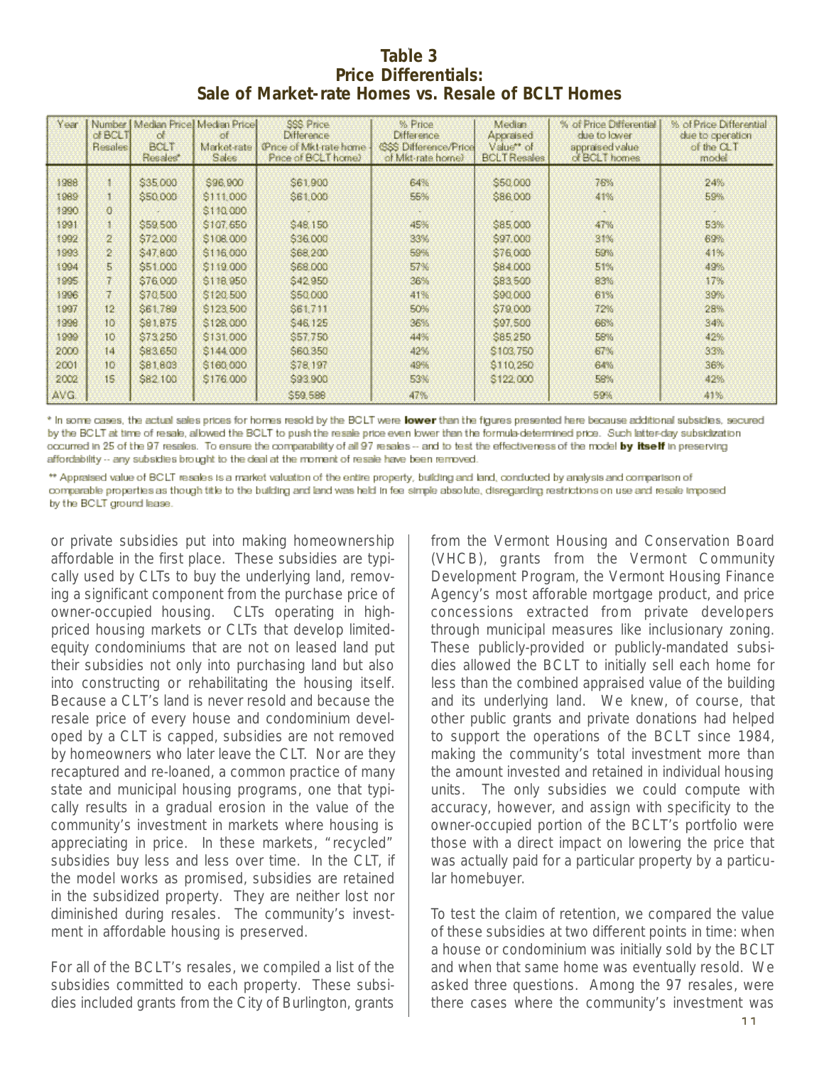## Table 3
## Price Differentials:
## Sale of Market-rate Homes vs. Resale of BCLT Homes

| Year | Number of BCLT Resales | Median Price of BCLT Resales* | Median Price of Market-rate Sales | $$$ Price Difference (Price of Mkt-rate home - Price of BCLT home) | % Price Difference ($$$ Difference/Price of Mkt-rate home) | Median Appraised Value** of BCLT Resales | % of Price Differential due to lower appraised value of BCLT homes | % of Price Differential due to operation of the CLT model |
|---|---|---|---|---|---|---|---|---|
| 1988 | 1 | $35,000 | $96,900 | $61,900 | 64% | $50,000 | 76% | 24% |
| 1989 | 1 | $50,000 | $111,000 | $61,000 | 55% | $86,000 | 41% | 59% |
| 1990 | 0 | - | $110,000 | - | - | - | - | - |
| 1991 | 1 | $59,500 | $107,650 | $48,150 | 45% | $85,000 | 47% | 53% |
| 1992 | 2 | $72,000 | $108,000 | $36,000 | 33% | $97,000 | 31% | 69% |
| 1993 | 2 | $47,800 | $116,000 | $68,200 | 59% | $76,000 | 59% | 41% |
| 1994 | 5 | $51,000 | $119,000 | $68,000 | 57% | $84,000 | 51% | 49% |
| 1995 | 7 | $76,000 | $118,950 | $42,950 | 36% | $83,500 | 83% | 17% |
| 1996 | 7 | $70,500 | $120,500 | $50,000 | 41% | $90,000 | 61% | 39% |
| 1997 | 12 | $61,789 | $123,500 | $61,711 | 50% | $79,000 | 72% | 28% |
| 1998 | 10 | $81,875 | $128,000 | $46,125 | 36% | $97,500 | 66% | 34% |
| 1999 | 10 | $73,250 | $131,000 | $57,750 | 44% | $85,250 | 58% | 42% |
| 2000 | 14 | $83,650 | $144,000 | $60,350 | 42% | $103,750 | 67% | 33% |
| 2001 | 10 | $81,803 | $160,000 | $78,197 | 49% | $110,250 | 64% | 36% |
| 2002 | 15 | $82,100 | $176,000 | $93,900 | 53% | $122,000 | 58% | 42% |
| AVG. | | | | $59,588 | 47% | | 59% | 41% |

\* In some cases, the actual sales prices for homes resold by the BCLT were **lower** than the figures presented here because additional subsidies, secured by the BCLT at time of resale, allowed the BCLT to push the resale price even lower than the formula-determined price. Such latter-day subsidization occurred in 25 of the 97 resales. To ensure the comparability of all 97 resales -- and to test the effectiveness of the model **by itself** in preserving affordability -- any subsidies brought to the deal at the moment of resale have been removed.

\*\* Appraised value of BCLT resales is a market valuation of the entire property, building and land, conducted by analysis and comparison of comparable properties as though title to the building and land was held in fee simple absolute, disregarding restrictions on use and resale imposed by the BCLT ground lease.

or private subsidies put into making homeownership affordable in the first place. These subsidies are typically used by CLTs to buy the underlying land, removing a significant component from the purchase price of owner-occupied housing. CLTs operating in high-priced housing markets or CLTs that develop limited-equity condominiums that are not on leased land put their subsidies not only into purchasing land but also into constructing or rehabilitating the housing itself. Because a CLT's land is never resold and because the resale price of every house and condominium developed by a CLT is capped, subsidies are not removed by homeowners who later leave the CLT. Nor are they recaptured and re-loaned, a common practice of many state and municipal housing programs, one that typically results in a gradual erosion in the value of the community's investment in markets where housing is appreciating in price. In these markets, "recycled" subsidies buy less and less over time. In the CLT, if the model works as promised, subsidies are retained in the subsidized property. They are neither lost nor diminished during resales. The community's investment in affordable housing is preserved.

For all of the BCLT's resales, we compiled a list of the subsidies committed to each property. These subsidies included grants from the City of Burlington, grants from the Vermont Housing and Conservation Board (VHCB), grants from the Vermont Community Development Program, the Vermont Housing Finance Agency's most aforable mortgage product, and price concessions extracted from private developers through municipal measures like inclusionary zoning. These publicly-provided or publicly-mandated subsidies allowed the BCLT to initially sell each home for less than the combined appraised value of the building and its underlying land. We knew, of course, that other public grants and private donations had helped to support the operations of the BCLT since 1984, making the community's total investment more than the amount invested and retained in individual housing units. The only subsidies we could compute with accuracy, however, and assign with specificity to the owner-occupied portion of the BCLT's portfolio were those with a direct impact on lowering the price that was actually paid for a particular property by a particular homebuyer.

To test the claim of retention, we compared the value of these subsidies at two different points in time: when a house or condominium was initially sold by the BCLT and when that same home was eventually resold. We asked three questions. Among the 97 resales, were there cases where the community's investment was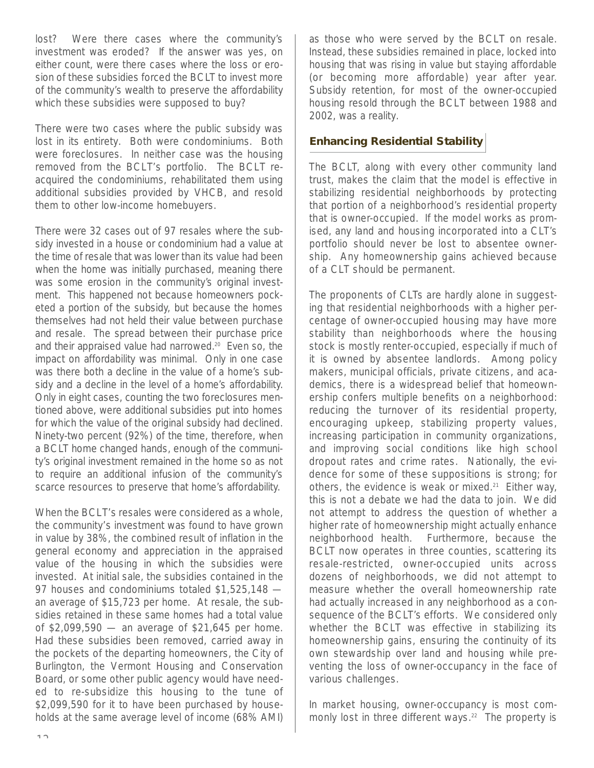lost? Were there cases where the community's investment was eroded? If the answer was yes, on either count, were there cases where the loss or erosion of these subsidies forced the BCLT to invest more of the community's wealth to preserve the affordability which these subsidies were supposed to buy?

There were two cases where the public subsidy was lost in its entirety. Both were condominiums. Both were foreclosures. In neither case was the housing removed from the BCLT's portfolio. The BCLT reacquired the condominiums, rehabilitated them using additional subsidies provided by VHCB, and resold them to other low-income homebuyers.

There were 32 cases out of 97 resales where the subsidy invested in a house or condominium had a value at the time of resale that was lower than its value had been when the home was initially purchased, meaning there was some erosion in the community's original investment. This happened not because homeowners pocketed a portion of the subsidy, but because the homes themselves had not held their value between purchase and resale. The spread between their purchase price and their appraised value had narrowed.[20] Even so, the impact on affordability was minimal. Only in one case was there both a decline in the value of a home's subsidy and a decline in the level of a home's affordability. Only in eight cases, counting the two foreclosures mentioned above, were additional subsidies put into homes for which the value of the original subsidy had declined. Ninety-two percent (92%) of the time, therefore, when a BCLT home changed hands, enough of the community's original investment remained in the home so as not to require an additional infusion of the community's scarce resources to preserve that home's affordability.

When the BCLT's resales were considered as a whole, the community's investment was found to have grown in value by 38%, the combined result of inflation in the general economy and appreciation in the appraised value of the housing in which the subsidies were invested. At initial sale, the subsidies contained in the 97 houses and condominiums totaled $1,525,148 — an average of $15,723 per home. At resale, the subsidies retained in these same homes had a total value of $2,099,590 — an average of $21,645 per home. Had these subsidies been removed, carried away in the pockets of the departing homeowners, the City of Burlington, the Vermont Housing and Conservation Board, or some other public agency would have needed to re-subsidize this housing to the tune of $2,099,590 for it to have been purchased by households at the same average level of income (68% AMI) as those who were served by the BCLT on resale. Instead, these subsidies remained in place, locked into housing that was rising in value but staying affordable (or becoming more affordable) year after year. Subsidy retention, for most of the owner-occupied housing resold through the BCLT between 1988 and 2002, was a reality.

## Enhancing Residential Stability

The BCLT, along with every other community land trust, makes the claim that the model is effective in stabilizing residential neighborhoods by protecting that portion of a neighborhood's residential property that is owner-occupied. If the model works as promised, any land and housing incorporated into a CLT's portfolio should never be lost to absentee ownership. Any homeownership gains achieved because of a CLT should be permanent.

The proponents of CLTs are hardly alone in suggesting that residential neighborhoods with a higher percentage of owner-occupied housing may have more stability than neighborhoods where the housing stock is mostly renter-occupied, especially if much of it is owned by absentee landlords. Among policy makers, municipal officials, private citizens, and academics, there is a widespread belief that homeownership confers multiple benefits on a neighborhood: reducing the turnover of its residential property, encouraging upkeep, stabilizing property values, increasing participation in community organizations, and improving social conditions like high school dropout rates and crime rates. Nationally, the evidence for some of these suppositions is strong; for others, the evidence is weak or mixed.[21] Either way, this is not a debate we had the data to join. We did not attempt to address the question of whether a higher rate of homeownership might actually enhance neighborhood health. Furthermore, because the BCLT now operates in three counties, scattering its resale-restricted, owner-occupied units across dozens of neighborhoods, we did not attempt to measure whether the overall homeownership rate had actually increased in any neighborhood as a consequence of the BCLT's efforts. We considered only whether the BCLT was effective in stabilizing its homeownership gains, ensuring the continuity of its own stewardship over land and housing while preventing the loss of owner-occupancy in the face of various challenges.

In market housing, owner-occupancy is most commonly lost in three different ways.[22] The property is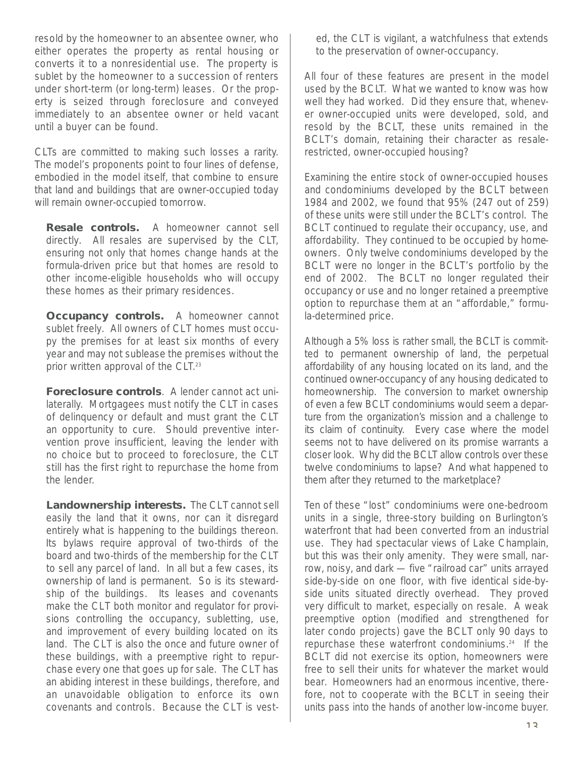resold by the homeowner to an absentee owner, who either operates the property as rental housing or converts it to a nonresidential use. The property is sublet by the homeowner to a succession of renters under short-term (or long-term) leases. Or the property is seized through foreclosure and conveyed immediately to an absentee owner or held vacant until a buyer can be found.

CLTs are committed to making such losses a rarity. The model's proponents point to four lines of defense, embodied in the model itself, that combine to ensure that land and buildings that are owner-occupied today will remain owner-occupied tomorrow.

**Resale controls.** A homeowner cannot sell directly. All resales are supervised by the CLT, ensuring not only that homes change hands at the formula-driven price but that homes are resold to other income-eligible households who will occupy these homes as their primary residences.

**Occupancy controls.** A homeowner cannot sublet freely. All owners of CLT homes must occupy the premises for at least six months of every year and may not sublease the premises without the prior written approval of the CLT.[23]

**Foreclosure controls**. A lender cannot act unilaterally. Mortgagees must notify the CLT in cases of delinquency or default and must grant the CLT an opportunity to cure. Should preventive intervention prove insufficient, leaving the lender with no choice but to proceed to foreclosure, the CLT still has the first right to repurchase the home from the lender.

**Landownership interests.** The CLT cannot sell easily the land that it owns, nor can it disregard entirely what is happening to the buildings thereon. Its bylaws require approval of two-thirds of the board and two-thirds of the membership for the CLT to sell any parcel of land. In all but a few cases, its ownership of land is permanent. So is its stewardship of the buildings. Its leases and covenants make the CLT both monitor and regulator for provisions controlling the occupancy, subletting, use, and improvement of every building located on its land. The CLT is also the once and future owner of these buildings, with a preemptive right to repurchase every one that goes up for sale. The CLT has an abiding interest in these buildings, therefore, and an unavoidable obligation to enforce its own covenants and controls. Because the CLT is vested, the CLT is vigilant, a watchfulness that extends to the preservation of owner-occupancy.

All four of these features are present in the model used by the BCLT. What we wanted to know was how well they had worked. Did they ensure that, whenever owner-occupied units were developed, sold, and resold by the BCLT, these units remained in the BCLT's domain, retaining their character as resale-restricted, owner-occupied housing?

Examining the entire stock of owner-occupied houses and condominiums developed by the BCLT between 1984 and 2002, we found that 95% (247 out of 259) of these units were still under the BCLT's control. The BCLT continued to regulate their occupancy, use, and affordability. They continued to be occupied by homeowners. Only twelve condominiums developed by the BCLT were no longer in the BCLT's portfolio by the end of 2002. The BCLT no longer regulated their occupancy or use and no longer retained a preemptive option to repurchase them at an "affordable," formula-determined price.

Although a 5% loss is rather small, the BCLT is committed to permanent ownership of land, the perpetual affordability of any housing located on its land, and the continued owner-occupancy of any housing dedicated to homeownership. The conversion to market ownership of even a few BCLT condominiums would seem a departure from the organization's mission and a challenge to its claim of continuity. Every case where the model seems not to have delivered on its promise warrants a closer look. Why did the BCLT allow controls over these twelve condominiums to lapse? And what happened to them after they returned to the marketplace?

Ten of these "lost" condominiums were one-bedroom units in a single, three-story building on Burlington's waterfront that had been converted from an industrial use. They had spectacular views of Lake Champlain, but this was their only amenity. They were small, narrow, noisy, and dark — five "railroad car" units arrayed side-by-side on one floor, with five identical side-by-side units situated directly overhead. They proved very difficult to market, especially on resale. A weak preemptive option (modified and strengthened for later condo projects) gave the BCLT only 90 days to repurchase these waterfront condominiums.[24] If the BCLT did not exercise its option, homeowners were free to sell their units for whatever the market would bear. Homeowners had an enormous incentive, therefore, not to cooperate with the BCLT in seeing their units pass into the hands of another low-income buyer.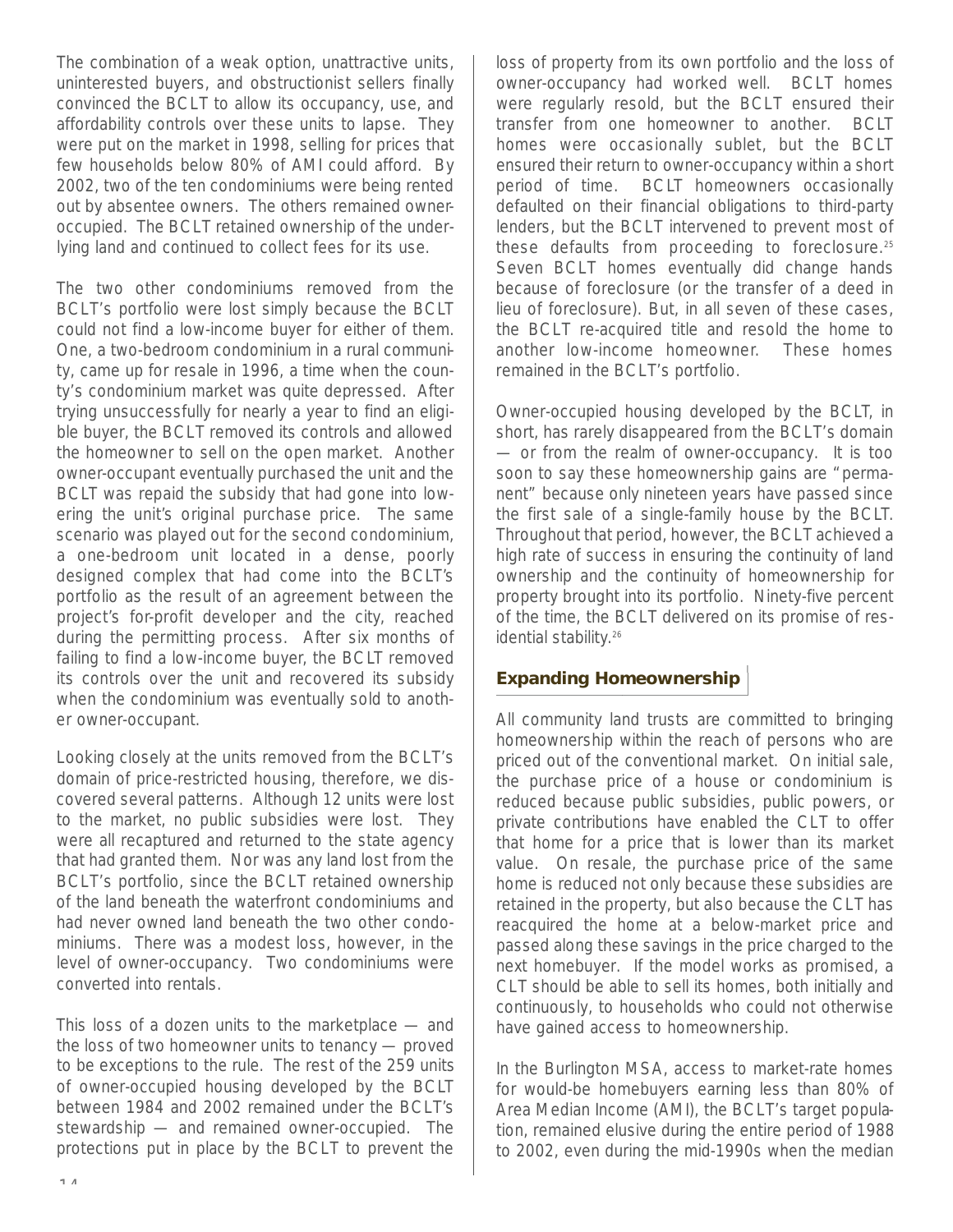The combination of a weak option, unattractive units, uninterested buyers, and obstructionist sellers finally convinced the BCLT to allow its occupancy, use, and affordability controls over these units to lapse. They were put on the market in 1998, selling for prices that few households below 80% of AMI could afford. By 2002, two of the ten condominiums were being rented out by absentee owners. The others remained owner-occupied. The BCLT retained ownership of the underlying land and continued to collect fees for its use.

The two other condominiums removed from the BCLT's portfolio were lost simply because the BCLT could not find a low-income buyer for either of them. One, a two-bedroom condominium in a rural community, came up for resale in 1996, a time when the county's condominium market was quite depressed. After trying unsuccessfully for nearly a year to find an eligible buyer, the BCLT removed its controls and allowed the homeowner to sell on the open market. Another owner-occupant eventually purchased the unit and the BCLT was repaid the subsidy that had gone into lowering the unit's original purchase price. The same scenario was played out for the second condominium, a one-bedroom unit located in a dense, poorly designed complex that had come into the BCLT's portfolio as the result of an agreement between the project's for-profit developer and the city, reached during the permitting process. After six months of failing to find a low-income buyer, the BCLT removed its controls over the unit and recovered its subsidy when the condominium was eventually sold to another owner-occupant.

Looking closely at the units removed from the BCLT's domain of price-restricted housing, therefore, we discovered several patterns. Although 12 units were lost to the market, no public subsidies were lost. They were all recaptured and returned to the state agency that had granted them. Nor was any land lost from the BCLT's portfolio, since the BCLT retained ownership of the land beneath the waterfront condominiums and had never owned land beneath the two other condominiums. There was a modest loss, however, in the level of owner-occupancy. Two condominiums were converted into rentals.

This loss of a dozen units to the marketplace — and the loss of two homeowner units to tenancy — proved to be exceptions to the rule. The rest of the 259 units of owner-occupied housing developed by the BCLT between 1984 and 2002 remained under the BCLT's stewardship — and remained owner-occupied. The protections put in place by the BCLT to prevent the loss of property from its own portfolio and the loss of owner-occupancy had worked well. BCLT homes were regularly resold, but the BCLT ensured their transfer from one homeowner to another. BCLT homes were occasionally sublet, but the BCLT ensured their return to owner-occupancy within a short period of time. BCLT homeowners occasionally defaulted on their financial obligations to third-party lenders, but the BCLT intervened to prevent most of these defaults from proceeding to foreclosure.[25] Seven BCLT homes eventually did change hands because of foreclosure (or the transfer of a deed in lieu of foreclosure). But, in all seven of these cases, the BCLT re-acquired title and resold the home to another low-income homeowner. These homes remained in the BCLT's portfolio.

Owner-occupied housing developed by the BCLT, in short, has rarely disappeared from the BCLT's domain — or from the realm of owner-occupancy. It is too soon to say these homeownership gains are "permanent" because only nineteen years have passed since the first sale of a single-family house by the BCLT. Throughout that period, however, the BCLT achieved a high rate of success in ensuring the continuity of land ownership and the continuity of homeownership for property brought into its portfolio. Ninety-five percent of the time, the BCLT delivered on its promise of residential stability.[26]

## Expanding Homeownership

All community land trusts are committed to bringing homeownership within the reach of persons who are priced out of the conventional market. On initial sale, the purchase price of a house or condominium is reduced because public subsidies, public powers, or private contributions have enabled the CLT to offer that home for a price that is lower than its market value. On resale, the purchase price of the same home is reduced not only because these subsidies are retained in the property, but also because the CLT has reacquired the home at a below-market price and passed along these savings in the price charged to the next homebuyer. If the model works as promised, a CLT should be able to sell its homes, both initially and continuously, to households who could not otherwise have gained access to homeownership.

In the Burlington MSA, access to market-rate homes for would-be homebuyers earning less than 80% of Area Median Income (AMI), the BCLT's target population, remained elusive during the entire period of 1988 to 2002, even during the mid-1990s when the median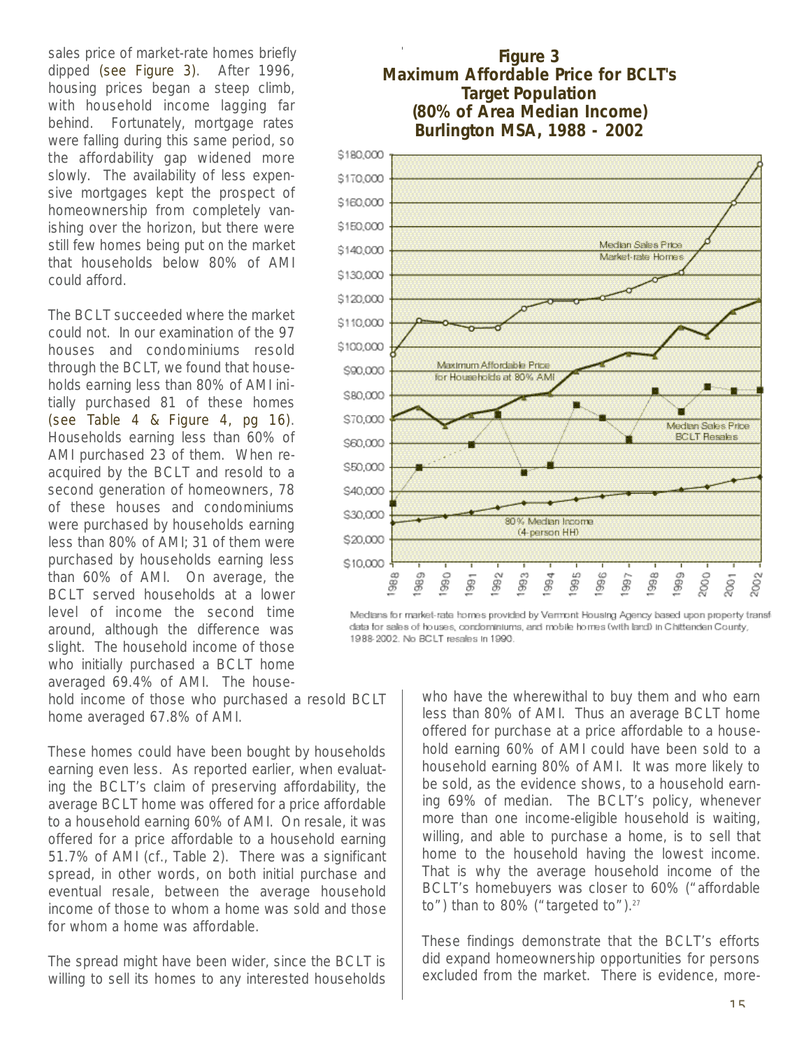sales price of market-rate homes briefly dipped (see Figure 3). After 1996, housing prices began a steep climb, with household income lagging far behind. Fortunately, mortgage rates were falling during this same period, so the affordability gap widened more slowly. The availability of less expensive mortgages kept the prospect of homeownership from completely vanishing over the horizon, but there were still few homes being put on the market that households below 80% of AMI could afford.

The BCLT succeeded where the market could not. In our examination of the 97 houses and condominiums resold through the BCLT, we found that households earning less than 80% of AMI initially purchased 81 of these homes (see Table 4 & Figure 4, pg 16). Households earning less than 60% of AMI purchased 23 of them. When reacquired by the BCLT and resold to a second generation of homeowners, 78 of these houses and condominiums were purchased by households earning less than 80% of AMI; 31 of them were purchased by households earning less than 60% of AMI. On average, the BCLT served households at a lower level of income the second time around, although the difference was slight. The household income of those who initially purchased a BCLT home averaged 69.4% of AMI. The household income of those who purchased a resold BCLT home averaged 67.8% of AMI.

**Figure 3**
**Maximum Affordable Price for BCLT's Target Population (80% of Area Median Income) Burlington MSA, 1988 - 2002**

Medians for market-rate homes provided by Vermont Housing Agency based upon property transfer data for sales of houses, condominiums, and mobile homes (with land) in Chittenden County, 1988-2002. No BCLT resales in 1990.

These homes could have been bought by households earning even less. As reported earlier, when evaluating the BCLT's claim of preserving affordability, the average BCLT home was offered for a price affordable to a household earning 60% of AMI. On resale, it was offered for a price affordable to a household earning 51.7% of AMI (cf., Table 2). There was a significant spread, in other words, on both initial purchase and eventual resale, between the average household income of those to whom a home was sold and those for whom a home was affordable.

The spread might have been wider, since the BCLT is willing to sell its homes to any interested households who have the wherewithal to buy them and who earn less than 80% of AMI. Thus an average BCLT home offered for purchase at a price affordable to a household earning 60% of AMI could have been sold to a household earning 80% of AMI. It was more likely to be sold, as the evidence shows, to a household earning 69% of median. The BCLT's policy, whenever more than one income-eligible household is waiting, willing, and able to purchase a home, is to sell that home to the household having the lowest income. That is why the average household income of the BCLT's homebuyers was closer to 60% ("affordable to") than to 80% ("targeted to").[27]

These findings demonstrate that the BCLT's efforts did expand homeownership opportunities for persons excluded from the market. There is evidence, more-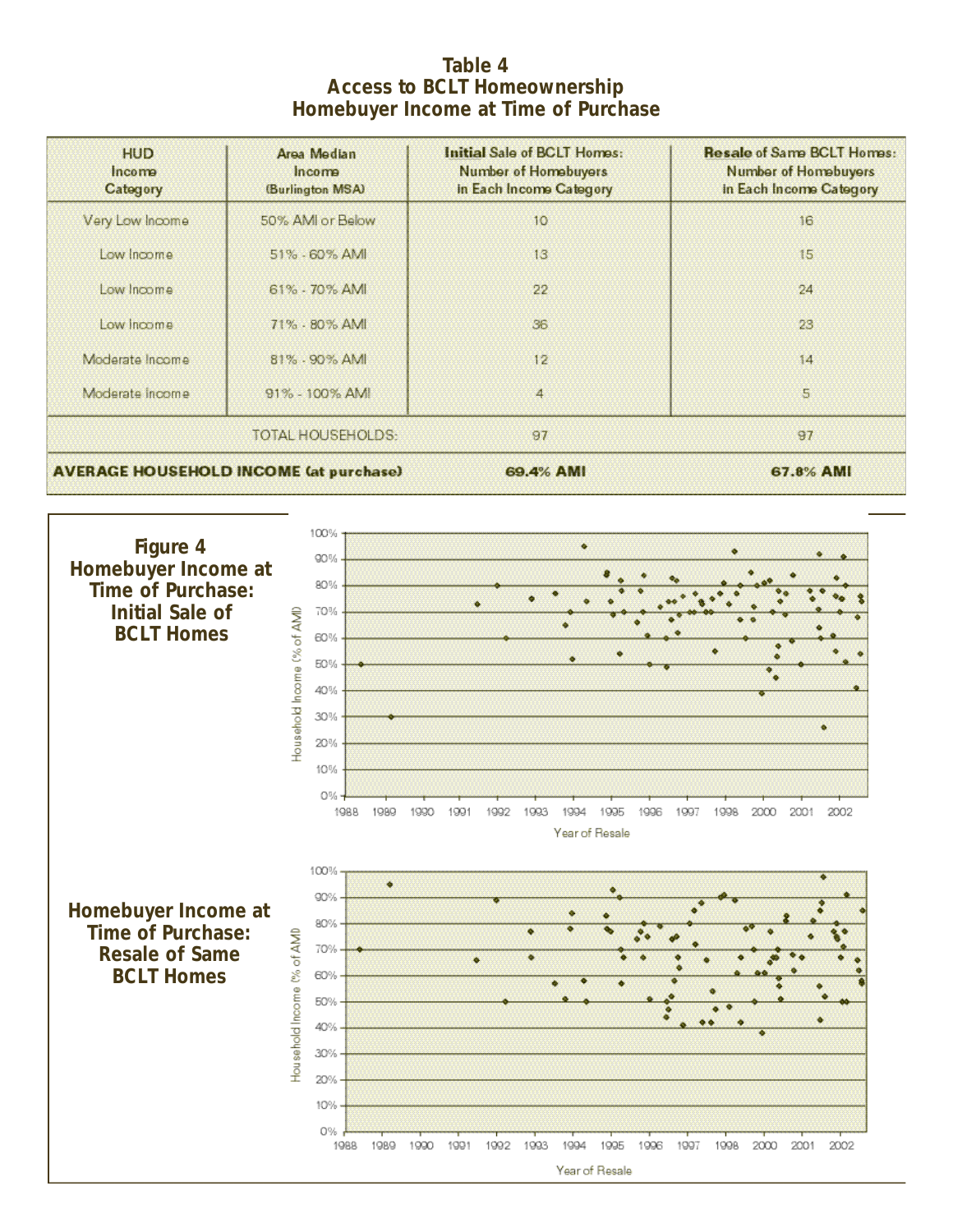# Table 4
## Access to BCLT Homeownership
## Homebuyer Income at Time of Purchase

| HUD Income Category | Area Median Income (Burlington MSA) | **Initial** Sale of BCLT Homes: Number of Homebuyers in Each Income Category | **Resale** of Same BCLT Homes: Number of Homebuyers in Each Income Category |
|---|---|---|---|
| Very Low Income | 50% AMI or Below | 10 | 16 |
| Low Income | 51% - 60% AMI | 13 | 15 |
| Low Income | 61% - 70% AMI | 22 | 24 |
| Low Income | 71% - 80% AMI | 36 | 23 |
| Moderate Income | 81% - 90% AMI | 12 | 14 |
| Moderate Income | 91% - 100% AMI | 4 | 5 |
| | TOTAL HOUSEHOLDS: | 97 | 97 |
| **AVERAGE HOUSEHOLD INCOME (at purchase)** | | **69.4% AMI** | **67.8% AMI** |

**Figure 4**
**Homebuyer Income at Time of Purchase: Initial Sale of BCLT Homes**

**Homebuyer Income at Time of Purchase: Resale of Same BCLT Homes**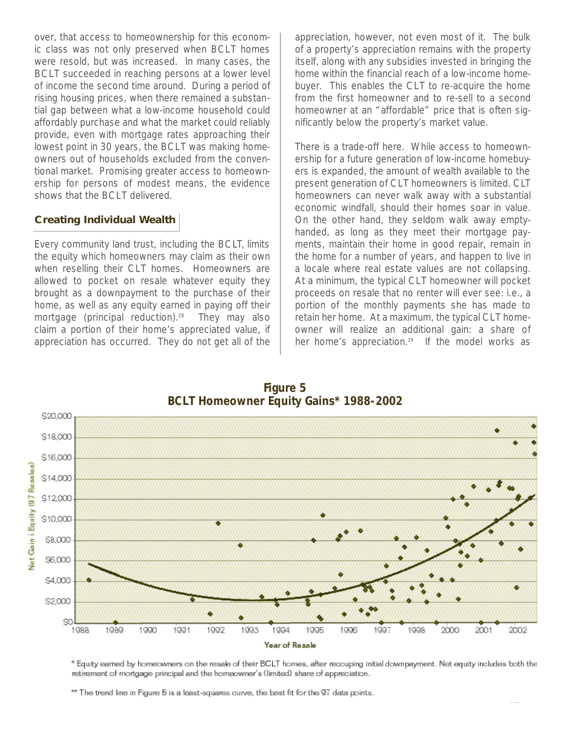over, that access to homeownership for this economic class was not only preserved when BCLT homes were resold, but was increased. In many cases, the BCLT succeeded in reaching persons at a lower level of income the second time around. During a period of rising housing prices, when there remained a substantial gap between what a low-income household could affordably purchase and what the market could reliably provide, even with mortgage rates approaching their lowest point in 30 years, the BCLT was making homeowners out of households excluded from the conventional market. Promising greater access to homeownership for persons of modest means, the evidence shows that the BCLT delivered.

### Creating Individual Wealth

Every community land trust, including the BCLT, limits the equity which homeowners may claim as their own when reselling their CLT homes. Homeowners are allowed to pocket on resale whatever equity they brought as a downpayment to the purchase of their home, as well as any equity earned in paying off their mortgage (principal reduction).[28] They may also claim a portion of their home's appreciated value, if appreciation has occurred. They do not get all of the appreciation, however, not even most of it. The bulk of a property's appreciation remains with the property itself, along with any subsidies invested in bringing the home within the financial reach of a low-income homebuyer. This enables the CLT to re-acquire the home from the first homeowner and to re-sell to a second homeowner at an "affordable" price that is often significantly below the property's market value.

There is a trade-off here. While access to homeownership for a future generation of low-income homebuyers is expanded, the amount of wealth available to the present generation of CLT homeowners is limited. CLT homeowners can never walk away with a substantial economic windfall, should their homes soar in value. On the other hand, they seldom walk away empty-handed, as long as they meet their mortgage payments, maintain their home in good repair, remain in the home for a number of years, and happen to live in a locale where real estate values are not collapsing. At a minimum, the typical CLT homeowner will pocket proceeds on resale that no renter will ever see: i.e., a portion of the monthly payments she has made to retain her home. At a maximum, the typical CLT homeowner will realize an additional gain: a share of her home's appreciation.[29] If the model works as

**Figure 5**
**BCLT Homeowner Equity Gains* 1988-2002**

\* Equity earned by homeowners on the resale of their BCLT homes, after recouping initial downpayment. Net equity includes both the retirement of mortgage principal and the homeowner's (limited) share of appreciation.

\*\* The trend line in Figure 5 is a least-squares curve, the best fit for the 97 data points.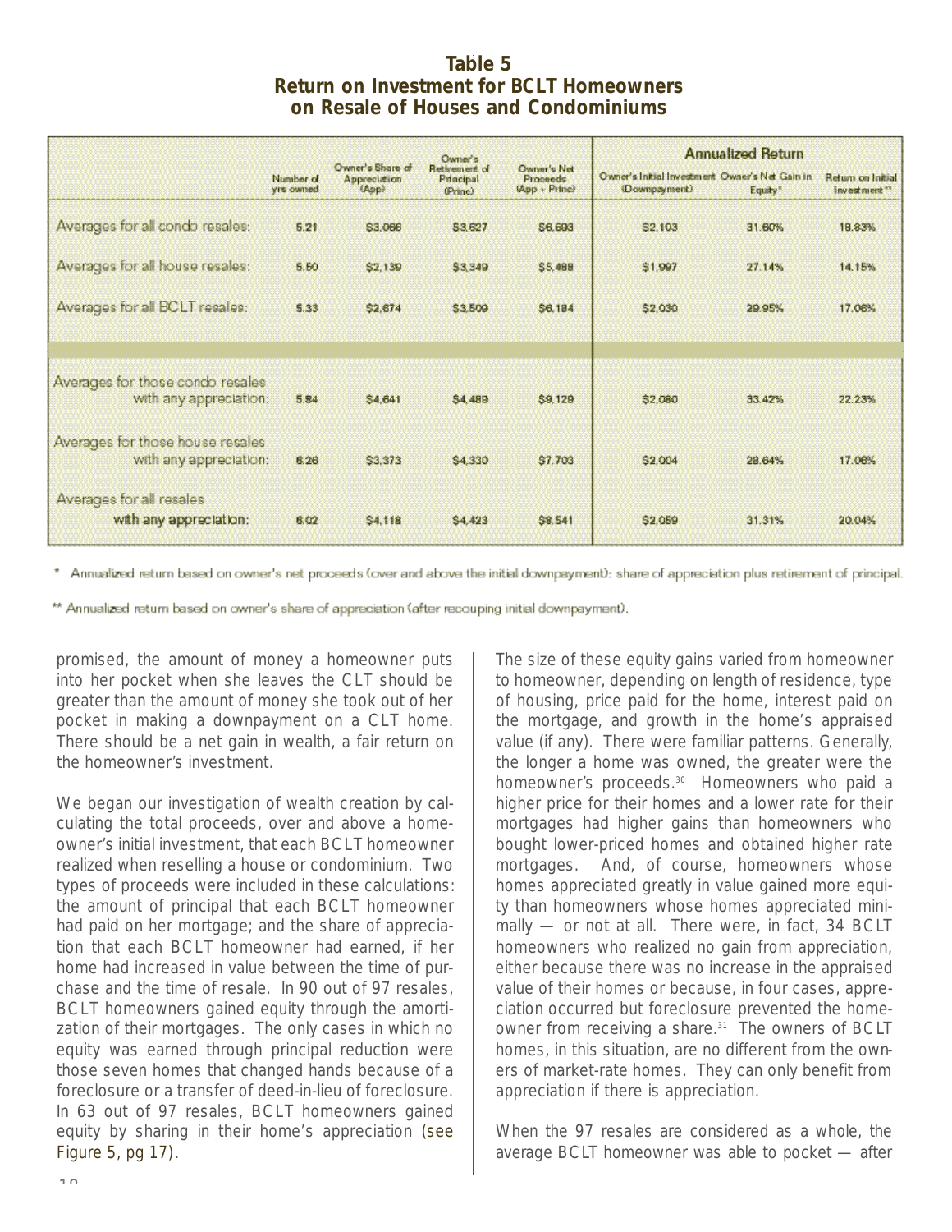## Table 5
## Return on Investment for BCLT Homeowners on Resale of Houses and Condominiums

| | Number of yrs owned | Owner's Share of Appreciation (App) | Owner's Retirement of Principal (Princ) | Owner's Net Proceeds (App + Princ) | Annualized Return | | |
|---|---|---|---|---|---|---|---|
| | | | | | Owner's Initial Investment (Downpayment) | Owner's Net Gain in Equity* | Return on Initial Investment** |
| Averages for all condo resales: | 5.21 | $3,066 | $3,627 | $6,693 | $2,103 | 31.60% | 18.83% |
| Averages for all house resales: | 5.50 | $2,139 | $3,349 | $5,488 | $1,997 | 27.14% | 14.15% |
| Averages for all BCLT resales: | 5.33 | $2,674 | $3,509 | $6,184 | $2,030 | 29.95% | 17.06% |
| Averages for those condo resales with any appreciation: | 5.84 | $4,641 | $4,489 | $9,129 | $2,080 | 33.42% | 22.23% |
| Averages for those house resales with any appreciation: | 6.26 | $3,373 | $4,330 | $7,703 | $2,004 | 28.64% | 17.06% |
| Averages for all resales with any appreciation: | 6.02 | $4,118 | $4,423 | $8,541 | $2,059 | 31.31% | 20.04% |

\* Annualized return based on owner's net proceeds (over and above the initial downpayment): share of appreciation plus retirement of principal.

\** Annualized return based on owner's share of appreciation (after recouping initial downpayment).

promised, the amount of money a homeowner puts into her pocket when she leaves the CLT should be greater than the amount of money she took out of her pocket in making a downpayment on a CLT home. There should be a net gain in wealth, a fair return on the homeowner's investment.

We began our investigation of wealth creation by calculating the total proceeds, over and above a homeowner's initial investment, that each BCLT homeowner realized when reselling a house or condominium. Two types of proceeds were included in these calculations: the amount of principal that each BCLT homeowner had paid on her mortgage; and the share of appreciation that each BCLT homeowner had earned, if her home had increased in value between the time of purchase and the time of resale. In 90 out of 97 resales, BCLT homeowners gained equity through the amortization of their mortgages. The only cases in which no equity was earned through principal reduction were those seven homes that changed hands because of a foreclosure or a transfer of deed-in-lieu of foreclosure. In 63 out of 97 resales, BCLT homeowners gained equity by sharing in their home's appreciation (see Figure 5, pg 17).

The size of these equity gains varied from homeowner to homeowner, depending on length of residence, type of housing, price paid for the home, interest paid on the mortgage, and growth in the home's appraised value (if any). There were familiar patterns. Generally, the longer a home was owned, the greater were the homeowner's proceeds.[30] Homeowners who paid a higher price for their homes and a lower rate for their mortgages had higher gains than homeowners who bought lower-priced homes and obtained higher rate mortgages. And, of course, homeowners whose homes appreciated greatly in value gained more equity than homeowners whose homes appreciated minimally — or not at all. There were, in fact, 34 BCLT homeowners who realized no gain from appreciation, either because there was no increase in the appraised value of their homes or because, in four cases, appreciation occurred but foreclosure prevented the homeowner from receiving a share.[31] The owners of BCLT homes, in this situation, are no different from the owners of market-rate homes. They can only benefit from appreciation if there is appreciation.

When the 97 resales are considered as a whole, the average BCLT homeowner was able to pocket — after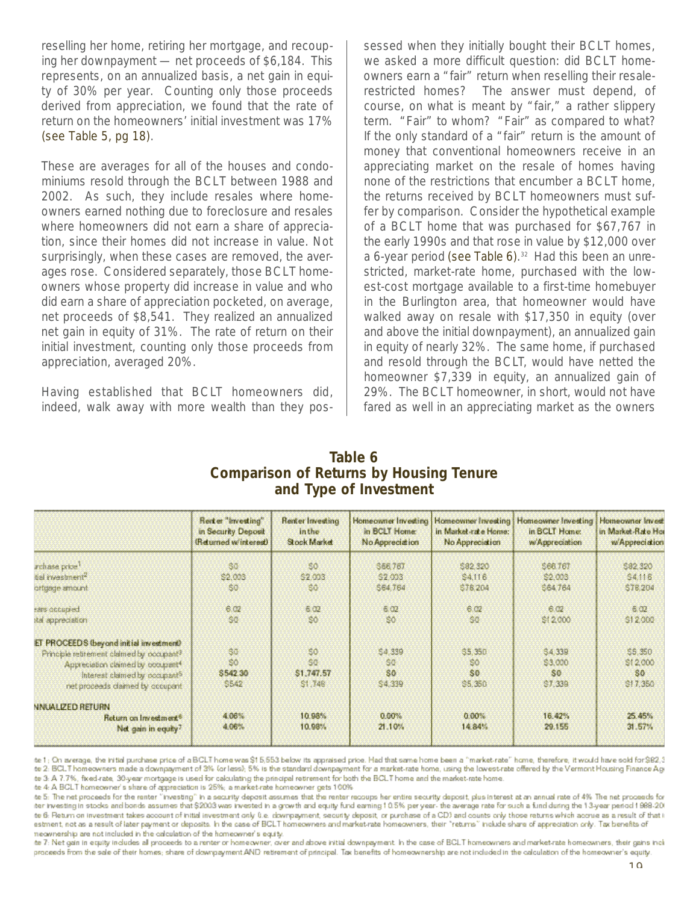reselling her home, retiring her mortgage, and recouping her downpayment — net proceeds of $6,184. This represents, on an annualized basis, a net gain in equity of 30% per year. Counting only those proceeds derived from appreciation, we found that the rate of return on the homeowners' initial investment was 17% (see Table 5, pg 18).

These are averages for all of the houses and condominiums resold through the BCLT between 1988 and 2002. As such, they include resales where homeowners earned nothing due to foreclosure and resales where homeowners did not earn a share of appreciation, since their homes did not increase in value. Not surprisingly, when these cases are removed, the averages rose. Considered separately, those BCLT homeowners whose property did increase in value and who did earn a share of appreciation pocketed, on average, net proceeds of $8,541. They realized an annualized net gain in equity of 31%. The rate of return on their initial investment, counting only those proceeds from appreciation, averaged 20%.

Having established that BCLT homeowners did, indeed, walk away with more wealth than they possessed when they initially bought their BCLT homes, we asked a more difficult question: did BCLT homeowners earn a "fair" return when reselling their resale-restricted homes? The answer must depend, of course, on what is meant by "fair," a rather slippery term. "Fair" to whom? "Fair" as compared to what? If the only standard of a "fair" return is the amount of money that conventional homeowners receive in an appreciating market on the resale of homes having none of the restrictions that encumber a BCLT home, the returns received by BCLT homeowners must suffer by comparison. Consider the hypothetical example of a BCLT home that was purchased for $67,767 in the early 1990s and that rose in value by $12,000 over a 6-year period (see Table 6).[32] Had this been an unrestricted, market-rate home, purchased with the lowest-cost mortgage available to a first-time homebuyer in the Burlington area, that homeowner would have walked away on resale with $17,350 in equity (over and above the initial downpayment), an annualized gain in equity of nearly 32%. The same home, if purchased and resold through the BCLT, would have netted the homeowner $7,339 in equity, an annualized gain of 29%. The BCLT homeowner, in short, would not have fared as well in an appreciating market as the owners

## Table 6
## Comparison of Returns by Housing Tenure and Type of Investment

| | Renter "Investing" in Security Deposit (Returned w/interest) | Renter Investing in the Stock Market | Homeowner Investing in BCLT Home: No Appreciation | Homeowner Investing in Market-rate Home: No Appreciation | Homeowner Investing in BCLT Home: w/Appreciation | Homeowner Invest in Market-Rate Ho w/Appreciation |
|---|---|---|---|---|---|---|
| rchase price[1] | $0 | $0 | $66,767 | $82,320 | $66,767 | $82,320 |
| tial investment[2] | $2,003 | $2,003 | $2,003 | $4,116 | $2,003 | $4,116 |
| ortgage amount | $0 | $0 | $64,764 | $78,204 | $64,764 | $78,204 |
| ears occupied | 6.02 | 6.02 | 6.02 | 6.02 | 6.02 | 6.02 |
| tal appreciation | $0 | $0 | $0 | $0 | $12,000 | $12,000 |
| **ET PROCEEDS (beyond initial investment)** | | | | | | |
| Principle retirement claimed by occupant[3] | $0 | $0 | $4,339 | $5,350 | $4,339 | $5,350 |
| Appreciation claimed by occupant[4] | $0 | $0 | $0 | $0 | $3,000 | $12,000 |
| Interest claimed by occupant[5] | $542.30 | $1,747.57 | $0 | $0 | $0 | $0 |
| net proceeds claimed by occupant | $542 | $1,748 | $4,339 | $5,350 | $7,339 | $17,350 |
| **NNUALIZED RETURN** | | | | | | |
| Return on Investment[6] | 4.06% | 10.98% | 0.00% | 0.00% | 16.42% | 25.45% |
| Net gain in equity[7] | 4.06% | 10.98% | 21.10% | 14.84% | 29.155 | 31.57% |

te 1: On average, the initial purchase price of a BCLT home was $15,553 below its appraised price. Had that same home been a "market-rate" home, therefore, it would have sold for $82,3
te 2: BCLT homeowners made a downpayment of 3% (or less); 5% is the standard downpayment for a market-rate home, using the lowest-rate offered by the Vermont Housing Finance Ag
te 3: A 7.7%, fixed-rate, 30-year mortgage is used for calculating the principal retirement for both the BCLT home and the market-rate home.
te 4: A BCLT homeowner's share of appreciation is 25%; a market-rate homeowner gets 100%.
te 5: The net proceeds for the renter "investing" in a security deposit assumes that the renter recoups her entire security deposit, plus interest at an annual rate of 4% The net proceeds for
ter investing in stocks and bonds assumes that $2003 was invested in a growth and equity fund earning 10.5% per year- the average rate for such a fund during the 13-year period 1988-20
te 6: Return on investment takes account of initial investment only (i.e. downpayment, security deposit, or purchase of a CD) and counts only those returns which accrue as a result of that i
estment, not as a result of later payment or deposits. In the case of BCLT homeowners and market-rate homeowners, their "returns" include share of appreciation only. Tax benefits of
meownership are not included in the calculation of the homeowner's equity.
te 7: Net gain in equity includes all proceeds to a renter or homeowner, over and above initial downpayment. In the case of BCLT homeowners and market-rate homeowners, their gains inc
proceeds from the sale of their homes; share of downpayment AND retirement of principal. Tax benefits of homeownership are not included in the calculation of the homeowner's equity.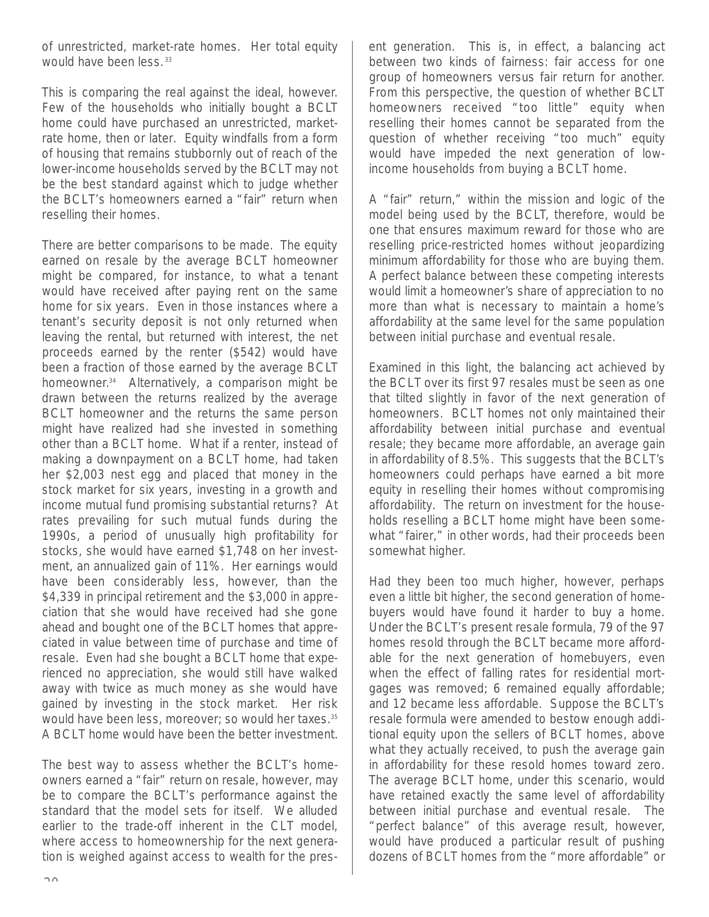of unrestricted, market-rate homes. Her total equity would have been less.[33]

This is comparing the real against the ideal, however. Few of the households who initially bought a BCLT home could have purchased an unrestricted, market-rate home, then or later. Equity windfalls from a form of housing that remains stubbornly out of reach of the lower-income households served by the BCLT may not be the best standard against which to judge whether the BCLT's homeowners earned a "fair" return when reselling their homes.

There are better comparisons to be made. The equity earned on resale by the average BCLT homeowner might be compared, for instance, to what a tenant would have received after paying rent on the same home for six years. Even in those instances where a tenant's security deposit is not only returned when leaving the rental, but returned with interest, the net proceeds earned by the renter ($542) would have been a fraction of those earned by the average BCLT homeowner.[34] Alternatively, a comparison might be drawn between the returns realized by the average BCLT homeowner and the returns the same person might have realized had she invested in something other than a BCLT home. What if a renter, instead of making a downpayment on a BCLT home, had taken her $2,003 nest egg and placed that money in the stock market for six years, investing in a growth and income mutual fund promising substantial returns? At rates prevailing for such mutual funds during the 1990s, a period of unusually high profitability for stocks, she would have earned $1,748 on her investment, an annualized gain of 11%. Her earnings would have been considerably less, however, than the $4,339 in principal retirement and the $3,000 in appreciation that she would have received had she gone ahead and bought one of the BCLT homes that appreciated in value between time of purchase and time of resale. Even had she bought a BCLT home that experienced no appreciation, she would still have walked away with twice as much money as she would have gained by investing in the stock market. Her risk would have been less, moreover; so would her taxes.[35] A BCLT home would have been the better investment.

The best way to assess whether the BCLT's homeowners earned a "fair" return on resale, however, may be to compare the BCLT's performance against the standard that the model sets for itself. We alluded earlier to the trade-off inherent in the CLT model, where access to homeownership for the next generation is weighed against access to wealth for the present generation. This is, in effect, a balancing act between two kinds of fairness: fair access for one group of homeowners versus fair return for another. From this perspective, the question of whether BCLT homeowners received "too little" equity when reselling their homes cannot be separated from the question of whether receiving "too much" equity would have impeded the next generation of low-income households from buying a BCLT home.

A "fair" return," within the mission and logic of the model being used by the BCLT, therefore, would be one that ensures maximum reward for those who are reselling price-restricted homes without jeopardizing minimum affordability for those who are buying them. A perfect balance between these competing interests would limit a homeowner's share of appreciation to no more than what is necessary to maintain a home's affordability at the same level for the same population between initial purchase and eventual resale.

Examined in this light, the balancing act achieved by the BCLT over its first 97 resales must be seen as one that tilted slightly in favor of the next generation of homeowners. BCLT homes not only maintained their affordability between initial purchase and eventual resale; they became more affordable, an average gain in affordability of 8.5%. This suggests that the BCLT's homeowners could perhaps have earned a bit more equity in reselling their homes without compromising affordability. The return on investment for the households reselling a BCLT home might have been somewhat "fairer," in other words, had their proceeds been somewhat higher.

Had they been too much higher, however, perhaps even a little bit higher, the second generation of homebuyers would have found it harder to buy a home. Under the BCLT's present resale formula, 79 of the 97 homes resold through the BCLT became more affordable for the next generation of homebuyers, even when the effect of falling rates for residential mortgages was removed; 6 remained equally affordable; and 12 became less affordable. Suppose the BCLT's resale formula were amended to bestow enough additional equity upon the sellers of BCLT homes, above what they actually received, to push the average gain in affordability for these resold homes toward zero. The average BCLT home, under this scenario, would have retained exactly the same level of affordability between initial purchase and eventual resale. The "perfect balance" of this average result, however, would have produced a particular result of pushing dozens of BCLT homes from the "more affordable" or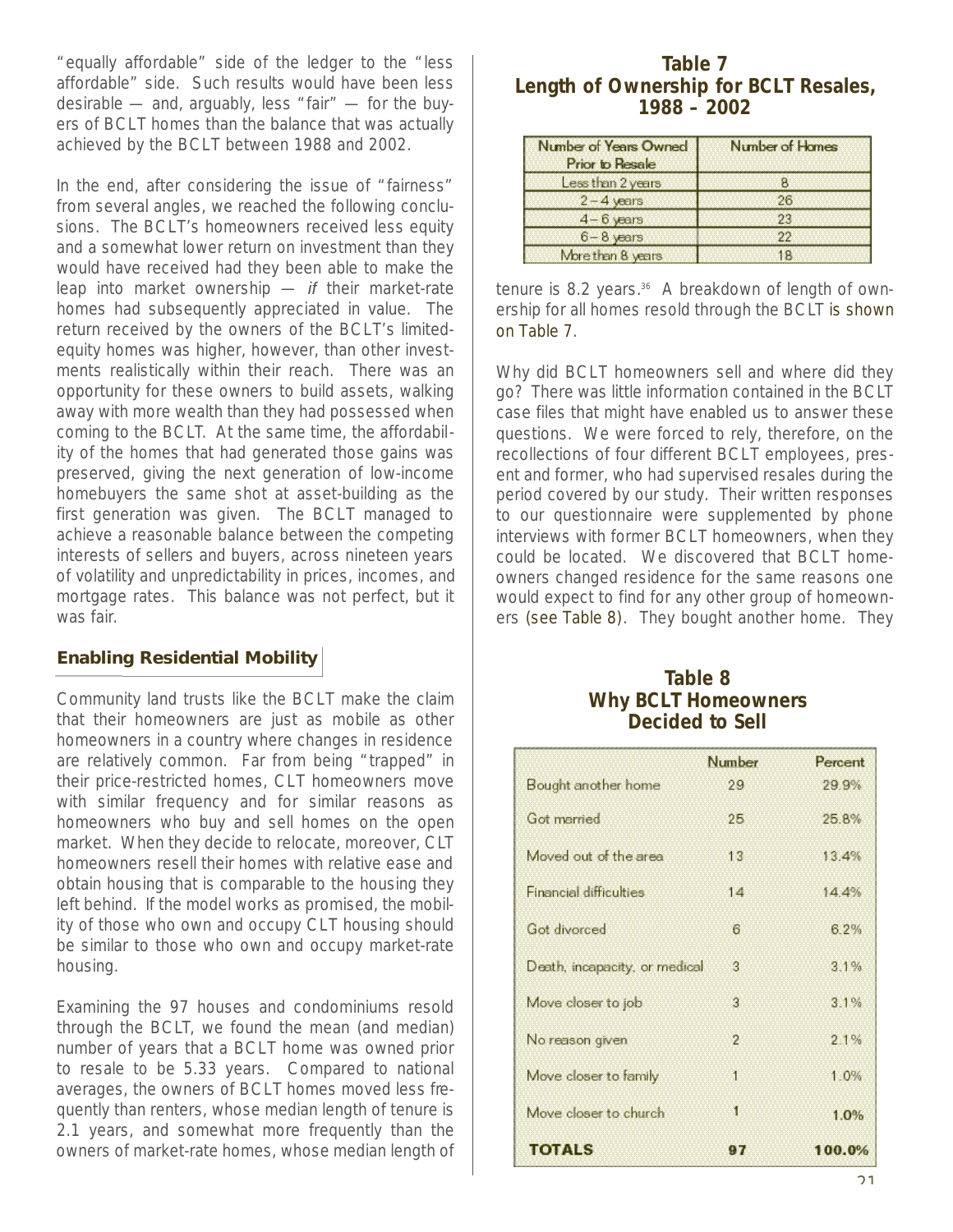"equally affordable" side of the ledger to the "less affordable" side. Such results would have been less desirable — and, arguably, less "fair" — for the buyers of BCLT homes than the balance that was actually achieved by the BCLT between 1988 and 2002.

In the end, after considering the issue of "fairness" from several angles, we reached the following conclusions. The BCLT's homeowners received less equity and a somewhat lower return on investment than they would have received had they been able to make the leap into market ownership — *if* their market-rate homes had subsequently appreciated in value. The return received by the owners of the BCLT's limited-equity homes was higher, however, than other investments realistically within their reach. There was an opportunity for these owners to build assets, walking away with more wealth than they had possessed when coming to the BCLT. At the same time, the affordability of the homes that had generated those gains was preserved, giving the next generation of low-income homebuyers the same shot at asset-building as the first generation was given. The BCLT managed to achieve a reasonable balance between the competing interests of sellers and buyers, across nineteen years of volatility and unpredictability in prices, incomes, and mortgage rates. This balance was not perfect, but it was fair.

## Enabling Residential Mobility

Community land trusts like the BCLT make the claim that their homeowners are just as mobile as other homeowners in a country where changes in residence are relatively common. Far from being "trapped" in their price-restricted homes, CLT homeowners move with similar frequency and for similar reasons as homeowners who buy and sell homes on the open market. When they decide to relocate, moreover, CLT homeowners resell their homes with relative ease and obtain housing that is comparable to the housing they left behind. If the model works as promised, the mobility of those who own and occupy CLT housing should be similar to those who own and occupy market-rate housing.

Examining the 97 houses and condominiums resold through the BCLT, we found the mean (and median) number of years that a BCLT home was owned prior to resale to be 5.33 years. Compared to national averages, the owners of BCLT homes moved less frequently than renters, whose median length of tenure is 2.1 years, and somewhat more frequently than the owners of market-rate homes, whose median length of tenure is 8.2 years.[36] A breakdown of length of ownership for all homes resold through the BCLT is shown on Table 7.

**Table 7**
**Length of Ownership for BCLT Resales, 1988 – 2002**

| Number of Years Owned Prior to Resale | Number of Homes |
|---|---|
| Less than 2 years | 8 |
| 2 – 4 years | 26 |
| 4 – 6 years | 23 |
| 6 – 8 years | 22 |
| More than 8 years | 18 |

Why did BCLT homeowners sell and where did they go? There was little information contained in the BCLT case files that might have enabled us to answer these questions. We were forced to rely, therefore, on the recollections of four different BCLT employees, present and former, who had supervised resales during the period covered by our study. Their written responses to our questionnaire were supplemented by phone interviews with former BCLT homeowners, when they could be located. We discovered that BCLT homeowners changed residence for the same reasons one would expect to find for any other group of homeowners (see Table 8). They bought another home. They

**Table 8**
**Why BCLT Homeowners Decided to Sell**

| | Number | Percent |
|---|---|---|
| Bought another home | 29 | 29.9% |
| Got married | 25 | 25.8% |
| Moved out of the area | 13 | 13.4% |
| Financial difficulties | 14 | 14.4% |
| Got divorced | 6 | 6.2% |
| Death, incapacity, or medical | 3 | 3.1% |
| Move closer to job | 3 | 3.1% |
| No reason given | 2 | 2.1% |
| Move closer to family | 1 | 1.0% |
| Move closer to church | 1 | 1.0% |
| **TOTALS** | **97** | **100.0%** |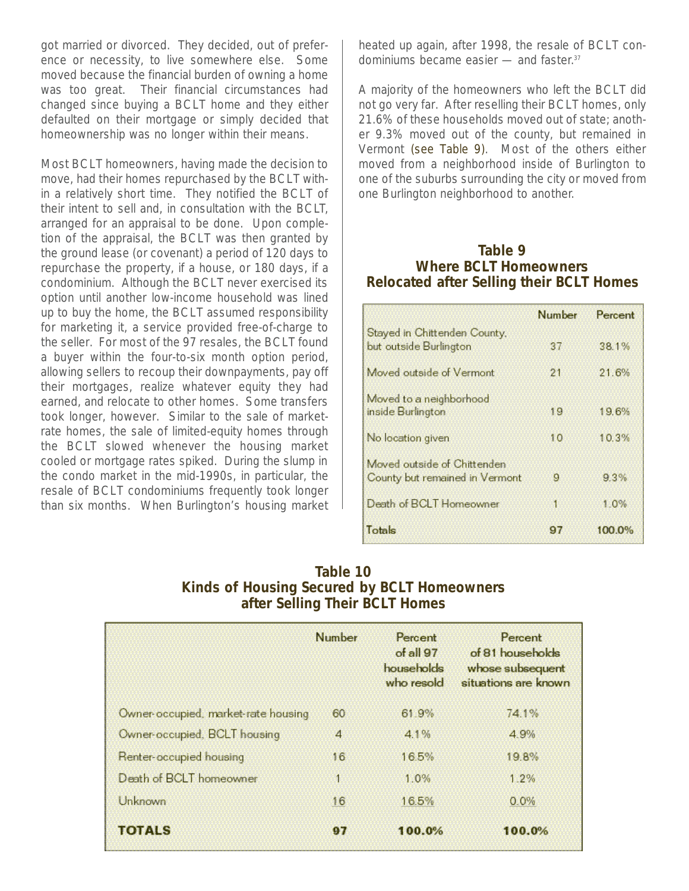got married or divorced. They decided, out of preference or necessity, to live somewhere else. Some moved because the financial burden of owning a home was too great. Their financial circumstances had changed since buying a BCLT home and they either defaulted on their mortgage or simply decided that homeownership was no longer within their means.

Most BCLT homeowners, having made the decision to move, had their homes repurchased by the BCLT within a relatively short time. They notified the BCLT of their intent to sell and, in consultation with the BCLT, arranged for an appraisal to be done. Upon completion of the appraisal, the BCLT was then granted by the ground lease (or covenant) a period of 120 days to repurchase the property, if a house, or 180 days, if a condominium. Although the BCLT never exercised its option until another low-income household was lined up to buy the home, the BCLT assumed responsibility for marketing it, a service provided free-of-charge to the seller. For most of the 97 resales, the BCLT found a buyer within the four-to-six month option period, allowing sellers to recoup their downpayments, pay off their mortgages, realize whatever equity they had earned, and relocate to other homes. Some transfers took longer, however. Similar to the sale of market-rate homes, the sale of limited-equity homes through the BCLT slowed whenever the housing market cooled or mortgage rates spiked. During the slump in the condo market in the mid-1990s, in particular, the resale of BCLT condominiums frequently took longer than six months. When Burlington's housing market heated up again, after 1998, the resale of BCLT condominiums became easier — and faster.[37]

A majority of the homeowners who left the BCLT did not go very far. After reselling their BCLT homes, only 21.6% of these households moved out of state; another 9.3% moved out of the county, but remained in Vermont (see Table 9). Most of the others either moved from a neighborhood inside of Burlington to one of the suburbs surrounding the city or moved from one Burlington neighborhood to another.

### Table 9
### Where BCLT Homeowners Relocated after Selling their BCLT Homes

| | Number | Percent |
|---|---|---|
| Stayed in Chittenden County, but outside Burlington | 37 | 38.1% |
| Moved outside of Vermont | 21 | 21.6% |
| Moved to a neighborhood inside Burlington | 19 | 19.6% |
| No location given | 10 | 10.3% |
| Moved outside of Chittenden County but remained in Vermont | 9 | 9.3% |
| Death of BCLT Homeowner | 1 | 1.0% |
| Totals | 97 | 100.0% |

### Table 10
### Kinds of Housing Secured by BCLT Homeowners after Selling Their BCLT Homes

| | Number | Percent of all 97 households who resold | Percent of 81 households whose subsequent situations are known |
|---|---|---|---|
| Owner-occupied, market-rate housing | 60 | 61.9% | 74.1% |
| Owner-occupied, BCLT housing | 4 | 4.1% | 4.9% |
| Renter-occupied housing | 16 | 16.5% | 19.8% |
| Death of BCLT homeowner | 1 | 1.0% | 1.2% |
| Unknown | 16 | 16.5% | 0.0% |
| **TOTALS** | **97** | **100.0%** | **100.0%** |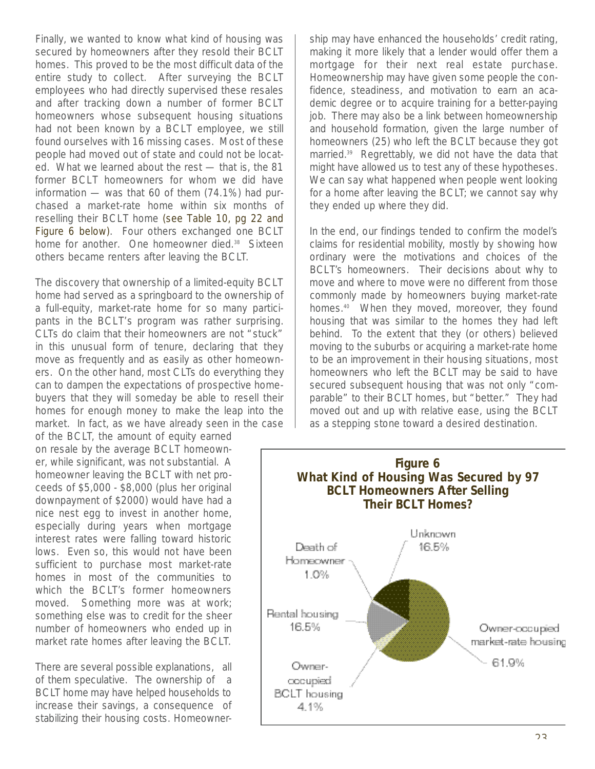Finally, we wanted to know what kind of housing was secured by homeowners after they resold their BCLT homes. This proved to be the most difficult data of the entire study to collect. After surveying the BCLT employees who had directly supervised these resales and after tracking down a number of former BCLT homeowners whose subsequent housing situations had not been known by a BCLT employee, we still found ourselves with 16 missing cases. Most of these people had moved out of state and could not be located. What we learned about the rest — that is, the 81 former BCLT homeowners for whom we did have information — was that 60 of them (74.1%) had purchased a market-rate home within six months of reselling their BCLT home (see Table 10, pg 22 and Figure 6 below). Four others exchanged one BCLT home for another. One homeowner died.[38] Sixteen others became renters after leaving the BCLT.

The discovery that ownership of a limited-equity BCLT home had served as a springboard to the ownership of a full-equity, market-rate home for so many participants in the BCLT's program was rather surprising. CLTs do claim that their homeowners are not "stuck" in this unusual form of tenure, declaring that they move as frequently and as easily as other homeowners. On the other hand, most CLTs do everything they can to dampen the expectations of prospective homebuyers that they will someday be able to resell their homes for enough money to make the leap into the market. In fact, as we have already seen in the case of the BCLT, the amount of equity earned on resale by the average BCLT homeowner, while significant, was not substantial. A homeowner leaving the BCLT with net proceeds of $5,000 - $8,000 (plus her original downpayment of $2000) would have had a nice nest egg to invest in another home, especially during years when mortgage interest rates were falling toward historic lows. Even so, this would not have been sufficient to purchase most market-rate homes in most of the communities to which the BCLT's former homeowners moved. Something more was at work; something else was to credit for the sheer number of homeowners who ended up in market rate homes after leaving the BCLT.

There are several possible explanations, all of them speculative. The ownership of a BCLT home may have helped households to increase their savings, a consequence of stabilizing their housing costs. Homeownership may have enhanced the households' credit rating, making it more likely that a lender would offer them a mortgage for their next real estate purchase. Homeownership may have given some people the confidence, steadiness, and motivation to earn an academic degree or to acquire training for a better-paying job. There may also be a link between homeownership and household formation, given the large number of homeowners (25) who left the BCLT because they got married.[39] Regrettably, we did not have the data that might have allowed us to test any of these hypotheses. We can say what happened when people went looking for a home after leaving the BCLT; we cannot say why they ended up where they did.

In the end, our findings tended to confirm the model's claims for residential mobility, mostly by showing how ordinary were the motivations and choices of the BCLT's homeowners. Their decisions about why to move and where to move were no different from those commonly made by homeowners buying market-rate homes.[40] When they moved, moreover, they found housing that was similar to the homes they had left behind. To the extent that they (or others) believed moving to the suburbs or acquiring a market-rate home to be an improvement in their housing situations, most homeowners who left the BCLT may be said to have secured subsequent housing that was not only "comparable" to their BCLT homes, but "better." They had moved out and up with relative ease, using the BCLT as a stepping stone toward a desired destination.

**Figure 6**
**What Kind of Housing Was Secured by 97 BCLT Homeowners After Selling Their BCLT Homes?**

| Category | Percent |
|---|---|
| Owner-occupied market-rate housing | 61.9% |
| Rental housing | 16.5% |
| Unknown | 16.5% |
| Owner-occupied BCLT housing | 4.1% |
| Death of Homeowner | 1.0% |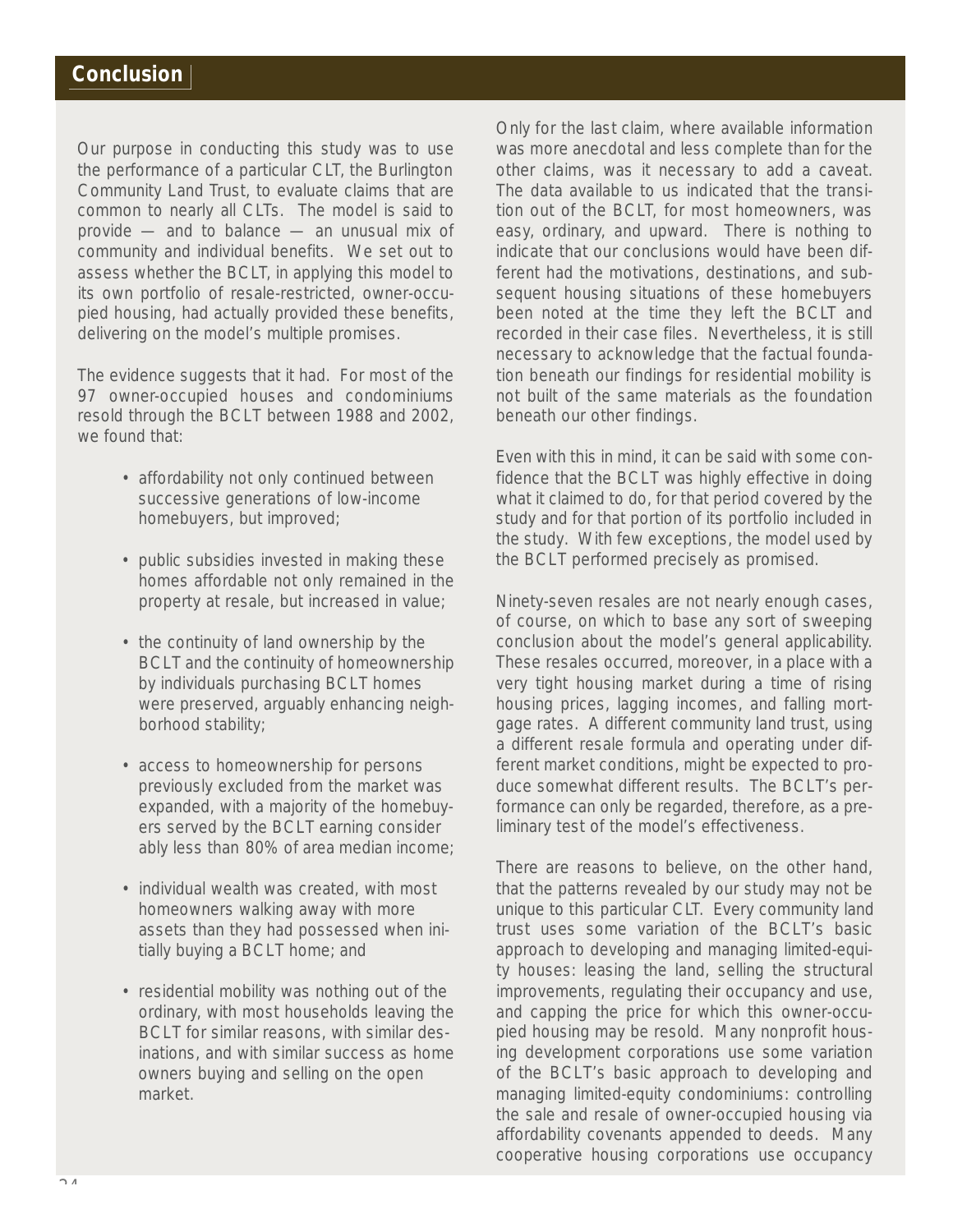## Conclusion

Our purpose in conducting this study was to use the performance of a particular CLT, the Burlington Community Land Trust, to evaluate claims that are common to nearly all CLTs. The model is said to provide — and to balance — an unusual mix of community and individual benefits. We set out to assess whether the BCLT, in applying this model to its own portfolio of resale-restricted, owner-occupied housing, had actually provided these benefits, delivering on the model's multiple promises.

The evidence suggests that it had. For most of the 97 owner-occupied houses and condominiums resold through the BCLT between 1988 and 2002, we found that:

- affordability not only continued between successive generations of low-income homebuyers, but improved;
- public subsidies invested in making these homes affordable not only remained in the property at resale, but increased in value;
- the continuity of land ownership by the BCLT and the continuity of homeownership by individuals purchasing BCLT homes were preserved, arguably enhancing neighborhood stability;
- access to homeownership for persons previously excluded from the market was expanded, with a majority of the homebuyers served by the BCLT earning consider ably less than 80% of area median income;
- individual wealth was created, with most homeowners walking away with more assets than they had possessed when initially buying a BCLT home; and
- residential mobility was nothing out of the ordinary, with most households leaving the BCLT for similar reasons, with similar desinations, and with similar success as home owners buying and selling on the open market.

Only for the last claim, where available information was more anecdotal and less complete than for the other claims, was it necessary to add a caveat. The data available to us indicated that the transition out of the BCLT, for most homeowners, was easy, ordinary, and upward. There is nothing to indicate that our conclusions would have been different had the motivations, destinations, and subsequent housing situations of these homebuyers been noted at the time they left the BCLT and recorded in their case files. Nevertheless, it is still necessary to acknowledge that the factual foundation beneath our findings for residential mobility is not built of the same materials as the foundation beneath our other findings.

Even with this in mind, it can be said with some confidence that the BCLT was highly effective in doing what it claimed to do, for that period covered by the study and for that portion of its portfolio included in the study. With few exceptions, the model used by the BCLT performed precisely as promised.

Ninety-seven resales are not nearly enough cases, of course, on which to base any sort of sweeping conclusion about the model's general applicability. These resales occurred, moreover, in a place with a very tight housing market during a time of rising housing prices, lagging incomes, and falling mortgage rates. A different community land trust, using a different resale formula and operating under different market conditions, might be expected to produce somewhat different results. The BCLT's performance can only be regarded, therefore, as a preliminary test of the model's effectiveness.

There are reasons to believe, on the other hand, that the patterns revealed by our study may not be unique to this particular CLT. Every community land trust uses some variation of the BCLT's basic approach to developing and managing limited-equity houses: leasing the land, selling the structural improvements, regulating their occupancy and use, and capping the price for which this owner-occupied housing may be resold. Many nonprofit housing development corporations use some variation of the BCLT's basic approach to developing and managing limited-equity condominiums: controlling the sale and resale of owner-occupied housing via affordability covenants appended to deeds. Many cooperative housing corporations use occupancy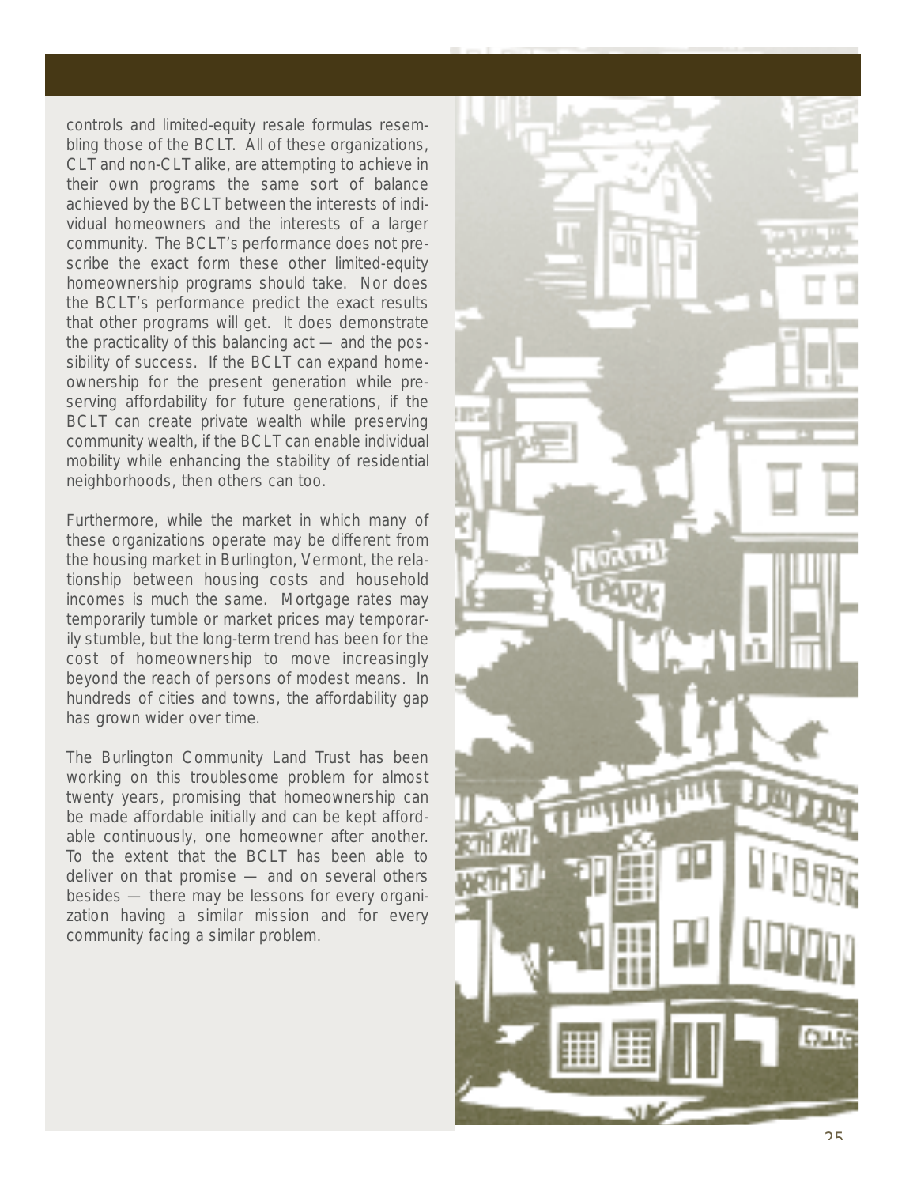controls and limited-equity resale formulas resembling those of the BCLT. All of these organizations, CLT and non-CLT alike, are attempting to achieve in their own programs the same sort of balance achieved by the BCLT between the interests of individual homeowners and the interests of a larger community. The BCLT's performance does not prescribe the exact form these other limited-equity homeownership programs should take. Nor does the BCLT's performance predict the exact results that other programs will get. It does demonstrate the practicality of this balancing act — and the possibility of success. If the BCLT can expand homeownership for the present generation while preserving affordability for future generations, if the BCLT can create private wealth while preserving community wealth, if the BCLT can enable individual mobility while enhancing the stability of residential neighborhoods, then others can too.

Furthermore, while the market in which many of these organizations operate may be different from the housing market in Burlington, Vermont, the relationship between housing costs and household incomes is much the same. Mortgage rates may temporarily tumble or market prices may temporarily stumble, but the long-term trend has been for the cost of homeownership to move increasingly beyond the reach of persons of modest means. In hundreds of cities and towns, the affordability gap has grown wider over time.

The Burlington Community Land Trust has been working on this troublesome problem for almost twenty years, promising that homeownership can be made affordable initially and can be kept affordable continuously, one homeowner after another. To the extent that the BCLT has been able to deliver on that promise — and on several others besides — there may be lessons for every organization having a similar mission and for every community facing a similar problem.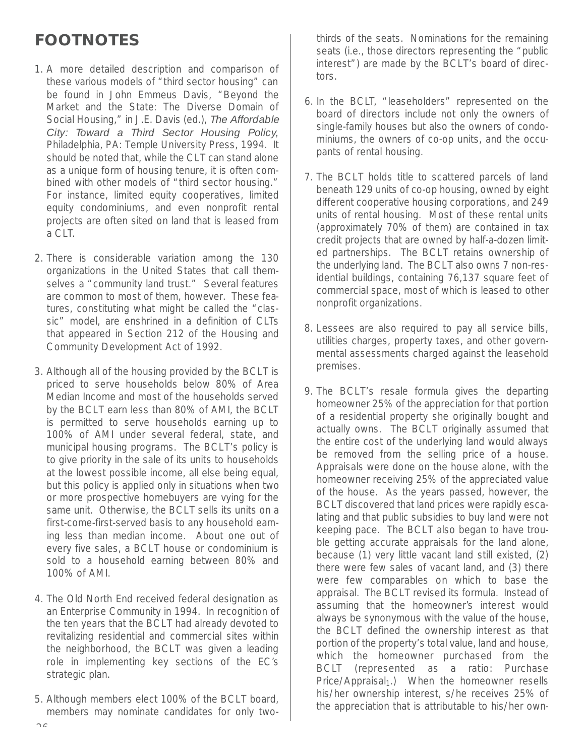# FOOTNOTES

1. A more detailed description and comparison of these various models of "third sector housing" can be found in John Emmeus Davis, "Beyond the Market and the State: The Diverse Domain of Social Housing," in J.E. Davis (ed.), *The Affordable City: Toward a Third Sector Housing Policy*, Philadelphia, PA: Temple University Press, 1994. It should be noted that, while the CLT can stand alone as a unique form of housing tenure, it is often combined with other models of "third sector housing." For instance, limited equity cooperatives, limited equity condominiums, and even nonprofit rental projects are often sited on land that is leased from a CLT.

2. There is considerable variation among the 130 organizations in the United States that call themselves a "community land trust." Several features are common to most of them, however. These features, constituting what might be called the "classic" model, are enshrined in a definition of CLTs that appeared in Section 212 of the Housing and Community Development Act of 1992.

3. Although all of the housing provided by the BCLT is priced to serve households below 80% of Area Median Income and most of the households served by the BCLT earn less than 80% of AMI, the BCLT is permitted to serve households earning up to 100% of AMI under several federal, state, and municipal housing programs. The BCLT's policy is to give priority in the sale of its units to households at the lowest possible income, all else being equal, but this policy is applied only in situations when two or more prospective homebuyers are vying for the same unit. Otherwise, the BCLT sells its units on a first-come-first-served basis to any household earning less than median income. About one out of every five sales, a BCLT house or condominium is sold to a household earning between 80% and 100% of AMI.

4. The Old North End received federal designation as an Enterprise Community in 1994. In recognition of the ten years that the BCLT had already devoted to revitalizing residential and commercial sites within the neighborhood, the BCLT was given a leading role in implementing key sections of the EC's strategic plan.

5. Although members elect 100% of the BCLT board, members may nominate candidates for only two-thirds of the seats. Nominations for the remaining seats (i.e., those directors representing the "public interest") are made by the BCLT's board of directors.

6. In the BCLT, "leaseholders" represented on the board of directors include not only the owners of single-family houses but also the owners of condominiums, the owners of co-op units, and the occupants of rental housing.

7. The BCLT holds title to scattered parcels of land beneath 129 units of co-op housing, owned by eight different cooperative housing corporations, and 249 units of rental housing. Most of these rental units (approximately 70% of them) are contained in tax credit projects that are owned by half-a-dozen limited partnerships. The BCLT retains ownership of the underlying land. The BCLT also owns 7 non-residential buildings, containing 76,137 square feet of commercial space, most of which is leased to other nonprofit organizations.

8. Lessees are also required to pay all service bills, utilities charges, property taxes, and other governmental assessments charged against the leasehold premises.

9. The BCLT's resale formula gives the departing homeowner 25% of the appreciation for that portion of a residential property she originally bought and actually owns. The BCLT originally assumed that the entire cost of the underlying land would always be removed from the selling price of a house. Appraisals were done on the house alone, with the homeowner receiving 25% of the appreciated value of the house. As the years passed, however, the BCLT discovered that land prices were rapidly escalating and that public subsidies to buy land were not keeping pace. The BCLT also began to have trouble getting accurate appraisals for the land alone, because (1) very little vacant land still existed, (2) there were few sales of vacant land, and (3) there were few comparables on which to base the appraisal. The BCLT revised its formula. Instead of assuming that the homeowner's interest would always be synonymous with the value of the house, the BCLT defined the ownership interest as that portion of the property's total value, land and house, which the homeowner purchased from the BCLT (represented as a ratio: Purchase Price/Appraisal$_1$.) When the homeowner resells his/her ownership interest, s/he receives 25% of the appreciation that is attributable to his/her own-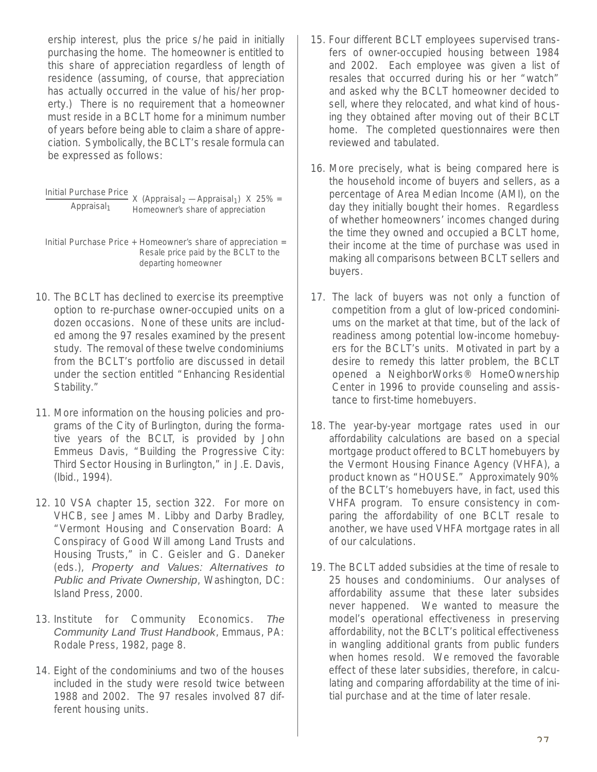ership interest, plus the price s/he paid in initially purchasing the home. The homeowner is entitled to this share of appreciation regardless of length of residence (assuming, of course, that appreciation has actually occurred in the value of his/her property.) There is no requirement that a homeowner must reside in a BCLT home for a minimum number of years before being able to claim a share of appreciation. Symbolically, the BCLT's resale formula can be expressed as follows:

$$\frac{\text{Initial Purchase Price}}{\text{Appraisal}_1} \times (\text{Appraisal}_2 - \text{Appraisal}_1) \times 25\% = \text{Homeowner's share of appreciation}$$

$$\text{Initial Purchase Price} + \text{Homeowner's share of appreciation} = \text{Resale price paid by the BCLT to the departing homeowner}$$

10. The BCLT has declined to exercise its preemptive option to re-purchase owner-occupied units on a dozen occasions. None of these units are included among the 97 resales examined by the present study. The removal of these twelve condominiums from the BCLT's portfolio are discussed in detail under the section entitled "Enhancing Residential Stability."

11. More information on the housing policies and programs of the City of Burlington, during the formative years of the BCLT, is provided by John Emmeus Davis, "Building the Progressive City: Third Sector Housing in Burlington," in J.E. Davis, (Ibid., 1994).

12. 10 VSA chapter 15, section 322. For more on VHCB, see James M. Libby and Darby Bradley, "Vermont Housing and Conservation Board: A Conspiracy of Good Will among Land Trusts and Housing Trusts," in C. Geisler and G. Daneker (eds.), *Property and Values: Alternatives to Public and Private Ownership*, Washington, DC: Island Press, 2000.

13. Institute for Community Economics. *The Community Land Trust Handbook*, Emmaus, PA: Rodale Press, 1982, page 8.

14. Eight of the condominiums and two of the houses included in the study were resold twice between 1988 and 2002. The 97 resales involved 87 different housing units.

15. Four different BCLT employees supervised transfers of owner-occupied housing between 1984 and 2002. Each employee was given a list of resales that occurred during his or her "watch" and asked why the BCLT homeowner decided to sell, where they relocated, and what kind of housing they obtained after moving out of their BCLT home. The completed questionnaires were then reviewed and tabulated.

16. More precisely, what is being compared here is the household income of buyers and sellers, as a percentage of Area Median Income (AMI), on the day they initially bought their homes. Regardless of whether homeowners' incomes changed during the time they owned and occupied a BCLT home, their income at the time of purchase was used in making all comparisons between BCLT sellers and buyers.

17. The lack of buyers was not only a function of competition from a glut of low-priced condominiums on the market at that time, but of the lack of readiness among potential low-income homebuyers for the BCLT's units. Motivated in part by a desire to remedy this latter problem, the BCLT opened a NeighborWorks® HomeOwnership Center in 1996 to provide counseling and assistance to first-time homebuyers.

18. The year-by-year mortgage rates used in our affordability calculations are based on a special mortgage product offered to BCLT homebuyers by the Vermont Housing Finance Agency (VHFA), a product known as "HOUSE." Approximately 90% of the BCLT's homebuyers have, in fact, used this VHFA program. To ensure consistency in comparing the affordability of one BCLT resale to another, we have used VHFA mortgage rates in all of our calculations.

19. The BCLT added subsidies at the time of resale to 25 houses and condominiums. Our analyses of affordability assume that these later subsides never happened. We wanted to measure the model's operational effectiveness in preserving affordability, not the BCLT's political effectiveness in wangling additional grants from public funders when homes resold. We removed the favorable effect of these later subsidies, therefore, in calculating and comparing affordability at the time of initial purchase and at the time of later resale.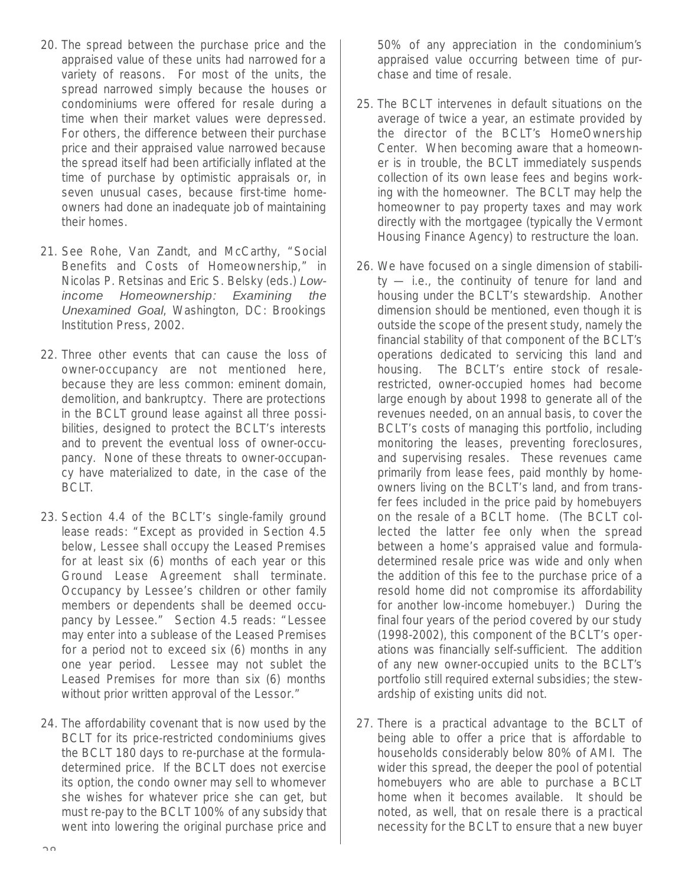20. The spread between the purchase price and the appraised value of these units had narrowed for a variety of reasons. For most of the units, the spread narrowed simply because the houses or condominiums were offered for resale during a time when their market values were depressed. For others, the difference between their purchase price and their appraised value narrowed because the spread itself had been artificially inflated at the time of purchase by optimistic appraisals or, in seven unusual cases, because first-time homeowners had done an inadequate job of maintaining their homes.

21. See Rohe, Van Zandt, and McCarthy, "Social Benefits and Costs of Homeownership," in Nicolas P. Retsinas and Eric S. Belsky (eds.) *Low-income Homeownership: Examining the Unexamined Goal*, Washington, DC: Brookings Institution Press, 2002.

22. Three other events that can cause the loss of owner-occupancy are not mentioned here, because they are less common: eminent domain, demolition, and bankruptcy. There are protections in the BCLT ground lease against all three possibilities, designed to protect the BCLT's interests and to prevent the eventual loss of owner-occupancy. None of these threats to owner-occupancy have materialized to date, in the case of the BCLT.

23. Section 4.4 of the BCLT's single-family ground lease reads: "Except as provided in Section 4.5 below, Lessee shall occupy the Leased Premises for at least six (6) months of each year or this Ground Lease Agreement shall terminate. Occupancy by Lessee's children or other family members or dependents shall be deemed occupancy by Lessee." Section 4.5 reads: "Lessee may enter into a sublease of the Leased Premises for a period not to exceed six (6) months in any one year period. Lessee may not sublet the Leased Premises for more than six (6) months without prior written approval of the Lessor."

24. The affordability covenant that is now used by the BCLT for its price-restricted condominiums gives the BCLT 180 days to re-purchase at the formula-determined price. If the BCLT does not exercise its option, the condo owner may sell to whomever she wishes for whatever price she can get, but must re-pay to the BCLT 100% of any subsidy that went into lowering the original purchase price and 50% of any appreciation in the condominium's appraised value occurring between time of purchase and time of resale.

25. The BCLT intervenes in default situations on the average of twice a year, an estimate provided by the director of the BCLT's HomeOwnership Center. When becoming aware that a homeowner is in trouble, the BCLT immediately suspends collection of its own lease fees and begins working with the homeowner. The BCLT may help the homeowner to pay property taxes and may work directly with the mortgagee (typically the Vermont Housing Finance Agency) to restructure the loan.

26. We have focused on a single dimension of stability — i.e., the continuity of tenure for land and housing under the BCLT's stewardship. Another dimension should be mentioned, even though it is outside the scope of the present study, namely the financial stability of that component of the BCLT's operations dedicated to servicing this land and housing. The BCLT's entire stock of resale-restricted, owner-occupied homes had become large enough by about 1998 to generate all of the revenues needed, on an annual basis, to cover the BCLT's costs of managing this portfolio, including monitoring the leases, preventing foreclosures, and supervising resales. These revenues came primarily from lease fees, paid monthly by homeowners living on the BCLT's land, and from transfer fees included in the price paid by homebuyers on the resale of a BCLT home. (The BCLT collected the latter fee only when the spread between a home's appraised value and formula-determined resale price was wide and only when the addition of this fee to the purchase price of a resold home did not compromise its affordability for another low-income homebuyer.) During the final four years of the period covered by our study (1998-2002), this component of the BCLT's operations was financially self-sufficient. The addition of any new owner-occupied units to the BCLT's portfolio still required external subsidies; the stewardship of existing units did not.

27. There is a practical advantage to the BCLT of being able to offer a price that is affordable to households considerably below 80% of AMI. The wider this spread, the deeper the pool of potential homebuyers who are able to purchase a BCLT home when it becomes available. It should be noted, as well, that on resale there is a practical necessity for the BCLT to ensure that a new buyer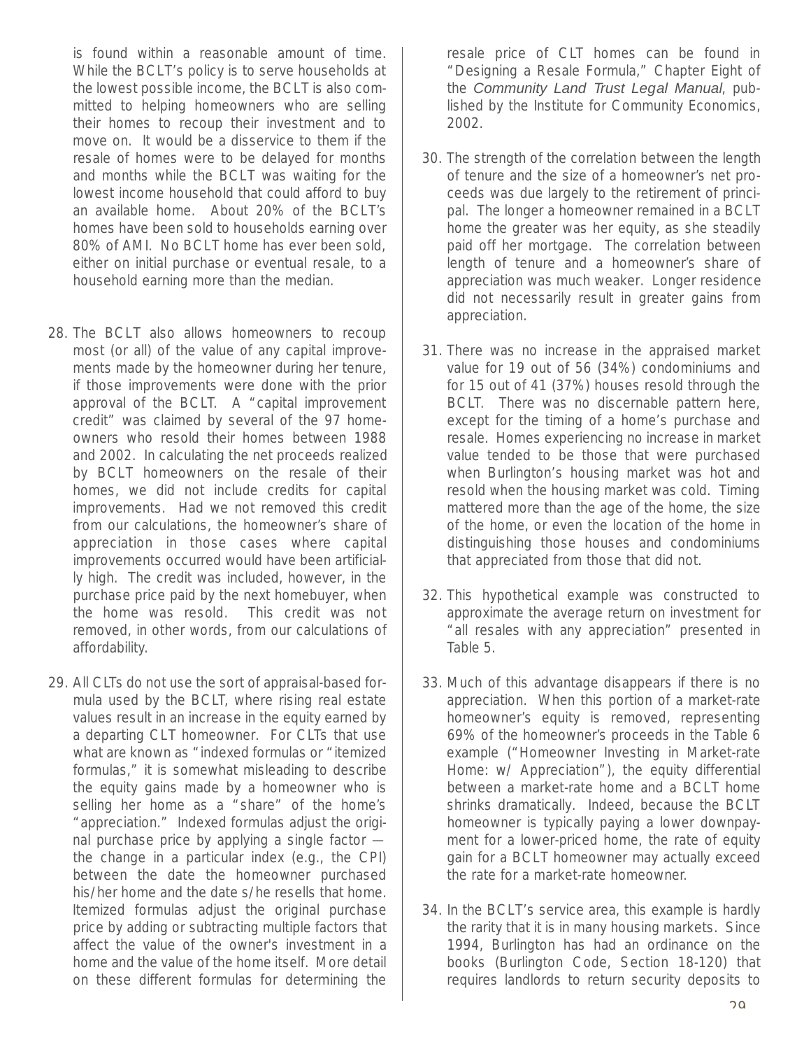is found within a reasonable amount of time. While the BCLT's policy is to serve households at the lowest possible income, the BCLT is also committed to helping homeowners who are selling their homes to recoup their investment and to move on. It would be a disservice to them if the resale of homes were to be delayed for months and months while the BCLT was waiting for the lowest income household that could afford to buy an available home. About 20% of the BCLT's homes have been sold to households earning over 80% of AMI. No BCLT home has ever been sold, either on initial purchase or eventual resale, to a household earning more than the median.

28. The BCLT also allows homeowners to recoup most (or all) of the value of any capital improvements made by the homeowner during her tenure, if those improvements were done with the prior approval of the BCLT. A "capital improvement credit" was claimed by several of the 97 homeowners who resold their homes between 1988 and 2002. In calculating the net proceeds realized by BCLT homeowners on the resale of their homes, we did not include credits for capital improvements. Had we not removed this credit from our calculations, the homeowner's share of appreciation in those cases where capital improvements occurred would have been artificially high. The credit was included, however, in the purchase price paid by the next homebuyer, when the home was resold. This credit was not removed, in other words, from our calculations of affordability.

29. All CLTs do not use the sort of appraisal-based formula used by the BCLT, where rising real estate values result in an increase in the equity earned by a departing CLT homeowner. For CLTs that use what are known as "indexed formulas or "itemized formulas," it is somewhat misleading to describe the equity gains made by a homeowner who is selling her home as a "share" of the home's "appreciation." Indexed formulas adjust the original purchase price by applying a single factor — the change in a particular index (e.g., the CPI) between the date the homeowner purchased his/her home and the date s/he resells that home. Itemized formulas adjust the original purchase price by adding or subtracting multiple factors that affect the value of the owner's investment in a home and the value of the home itself. More detail on these different formulas for determining the resale price of CLT homes can be found in "Designing a Resale Formula," Chapter Eight of the *Community Land Trust Legal Manual*, published by the Institute for Community Economics, 2002.

30. The strength of the correlation between the length of tenure and the size of a homeowner's net proceeds was due largely to the retirement of principal. The longer a homeowner remained in a BCLT home the greater was her equity, as she steadily paid off her mortgage. The correlation between length of tenure and a homeowner's share of appreciation was much weaker. Longer residence did not necessarily result in greater gains from appreciation.

31. There was no increase in the appraised market value for 19 out of 56 (34%) condominiums and for 15 out of 41 (37%) houses resold through the BCLT. There was no discernable pattern here, except for the timing of a home's purchase and resale. Homes experiencing no increase in market value tended to be those that were purchased when Burlington's housing market was hot and resold when the housing market was cold. Timing mattered more than the age of the home, the size of the home, or even the location of the home in distinguishing those houses and condominiums that appreciated from those that did not.

32. This hypothetical example was constructed to approximate the average return on investment for "all resales with any appreciation" presented in Table 5.

33. Much of this advantage disappears if there is no appreciation. When this portion of a market-rate homeowner's equity is removed, representing 69% of the homeowner's proceeds in the Table 6 example ("Homeowner Investing in Market-rate Home: w/ Appreciation"), the equity differential between a market-rate home and a BCLT home shrinks dramatically. Indeed, because the BCLT homeowner is typically paying a lower downpayment for a lower-priced home, the rate of equity gain for a BCLT homeowner may actually exceed the rate for a market-rate homeowner.

34. In the BCLT's service area, this example is hardly the rarity that it is in many housing markets. Since 1994, Burlington has had an ordinance on the books (Burlington Code, Section 18-120) that requires landlords to return security deposits to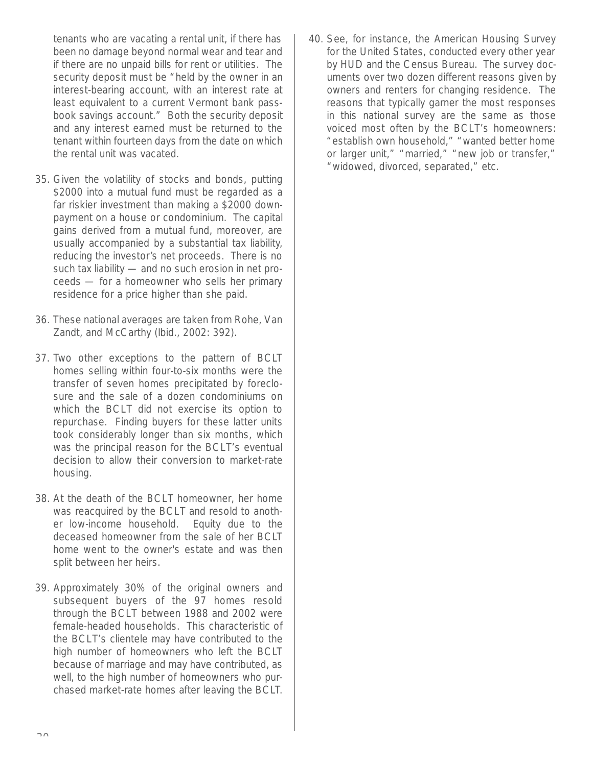tenants who are vacating a rental unit, if there has been no damage beyond normal wear and tear and if there are no unpaid bills for rent or utilities. The security deposit must be "held by the owner in an interest-bearing account, with an interest rate at least equivalent to a current Vermont bank passbook savings account." Both the security deposit and any interest earned must be returned to the tenant within fourteen days from the date on which the rental unit was vacated.

35. Given the volatility of stocks and bonds, putting $2000 into a mutual fund must be regarded as a far riskier investment than making a $2000 downpayment on a house or condominium. The capital gains derived from a mutual fund, moreover, are usually accompanied by a substantial tax liability, reducing the investor's net proceeds. There is no such tax liability — and no such erosion in net proceeds — for a homeowner who sells her primary residence for a price higher than she paid.

36. These national averages are taken from Rohe, Van Zandt, and McCarthy (Ibid., 2002: 392).

37. Two other exceptions to the pattern of BCLT homes selling within four-to-six months were the transfer of seven homes precipitated by foreclosure and the sale of a dozen condominiums on which the BCLT did not exercise its option to repurchase. Finding buyers for these latter units took considerably longer than six months, which was the principal reason for the BCLT's eventual decision to allow their conversion to market-rate housing.

38. At the death of the BCLT homeowner, her home was reacquired by the BCLT and resold to another low-income household. Equity due to the deceased homeowner from the sale of her BCLT home went to the owner's estate and was then split between her heirs.

39. Approximately 30% of the original owners and subsequent buyers of the 97 homes resold through the BCLT between 1988 and 2002 were female-headed households. This characteristic of the BCLT's clientele may have contributed to the high number of homeowners who left the BCLT because of marriage and may have contributed, as well, to the high number of homeowners who purchased market-rate homes after leaving the BCLT.

40. See, for instance, the American Housing Survey for the United States, conducted every other year by HUD and the Census Bureau. The survey documents over two dozen different reasons given by owners and renters for changing residence. The reasons that typically garner the most responses in this national survey are the same as those voiced most often by the BCLT's homeowners: "establish own household," "wanted better home or larger unit," "married," "new job or transfer," "widowed, divorced, separated," etc.